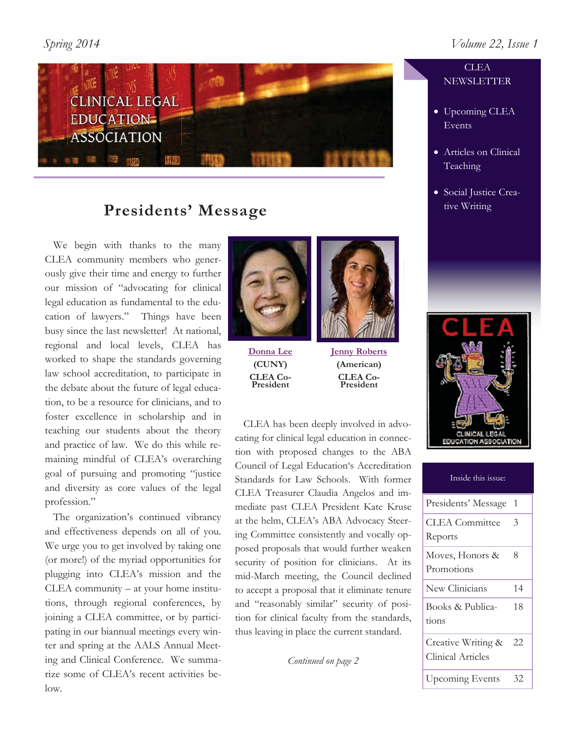Spring 2014

Volume 22, Issue 1

# CLINICAL LEGAL EDUCATION ASSOCIATION

**CLEA NEWSLETTER**

- Upcoming CLEA Events
- Articles on Clinical Teaching
- Social Justice Creative Writing

## Presidents' Message

We begin with thanks to the many CLEA community members who generously give their time and energy to further our mission of "advocating for clinical legal education as fundamental to the education of lawyers." Things have been busy since the last newsletter! At national, regional and local levels, CLEA has worked to shape the standards governing law school accreditation, to participate in the debate about the future of legal education, to be a resource for clinicians, and to foster excellence in scholarship and in teaching our students about the theory and practice of law. We do this while remaining mindful of CLEA's overarching goal of pursuing and promoting "justice and diversity as core values of the legal profession."

The organization's continued vibrancy and effectiveness depends on all of you. We urge you to get involved by taking one (or more!) of the myriad opportunities for plugging into CLEA's mission and the CLEA community – at your home institutions, through regional conferences, by joining a CLEA committee, or by participating in our biannual meetings every winter and spring at the AALS Annual Meeting and Clinical Conference. We summarize some of CLEA's recent activities below.

Donna Lee
**(CUNY)**
**CLEA Co-President**

Jenny Roberts
**(American)**
**CLEA Co-President**

CLEA has been deeply involved in advocating for clinical legal education in connection with proposed changes to the ABA Council of Legal Education's Accreditation Standards for Law Schools. With former CLEA Treasurer Claudia Angelos and immediate past CLEA President Kate Kruse at the helm, CLEA's ABA Advocacy Steering Committee consistently and vocally opposed proposals that would further weaken security of position for clinicians. At its mid-March meeting, the Council declined to accept a proposal that it eliminate tenure and "reasonably similar" security of position for clinical faculty from the standards, thus leaving in place the current standard.

*Continued on page 2*

| Inside this issue: | |
|---|---|
| Presidents' Message | 1 |
| CLEA Committee Reports | 3 |
| Moves, Honors & Promotions | 8 |
| New Clinicians | 14 |
| Books & Publications | 18 |
| Creative Writing & Clinical Articles | 22 |
| Upcoming Events | 32 |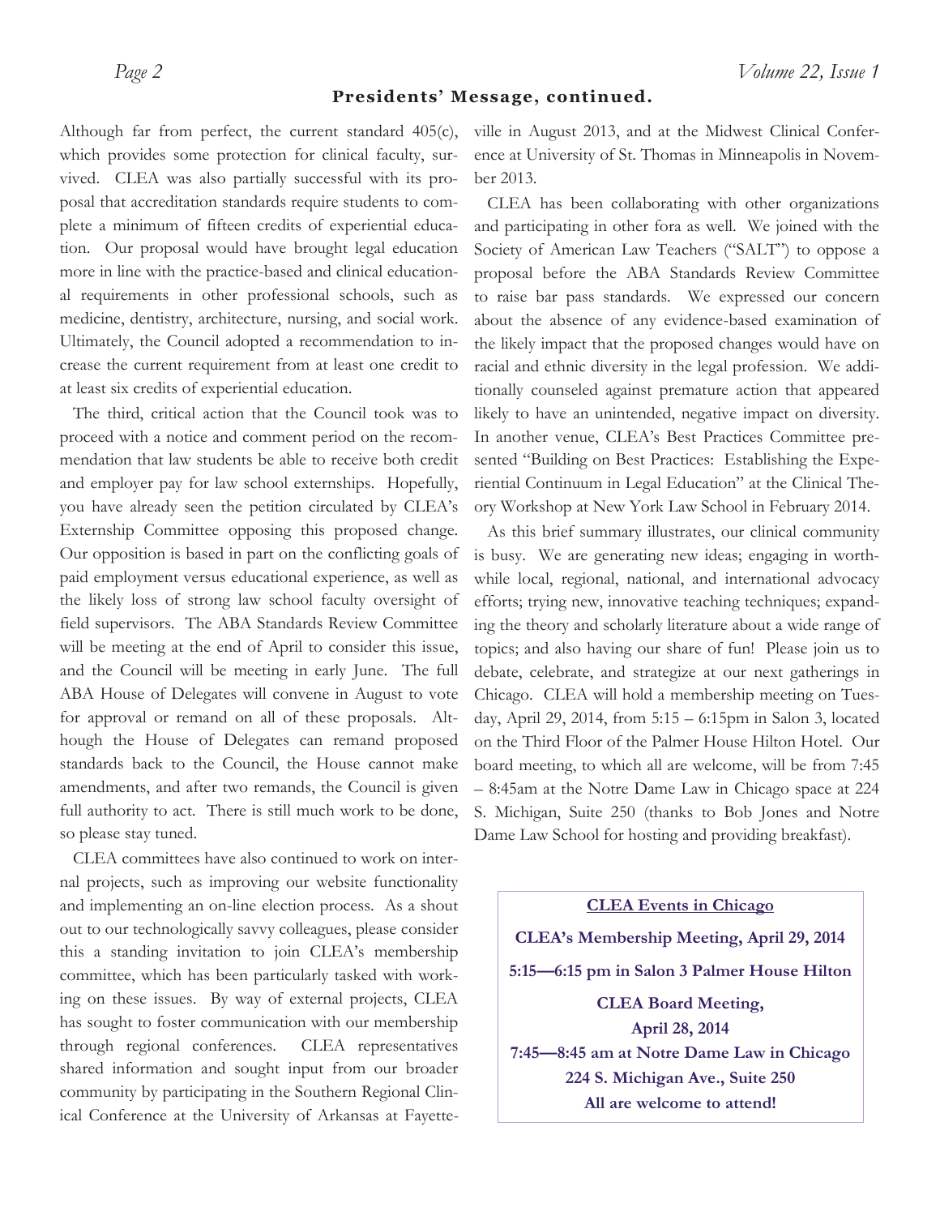## Presidents' Message, continued.

Although far from perfect, the current standard 405(c), which provides some protection for clinical faculty, survived. CLEA was also partially successful with its proposal that accreditation standards require students to complete a minimum of fifteen credits of experiential education. Our proposal would have brought legal education more in line with the practice-based and clinical educational requirements in other professional schools, such as medicine, dentistry, architecture, nursing, and social work. Ultimately, the Council adopted a recommendation to increase the current requirement from at least one credit to at least six credits of experiential education.

The third, critical action that the Council took was to proceed with a notice and comment period on the recommendation that law students be able to receive both credit and employer pay for law school externships. Hopefully, you have already seen the petition circulated by CLEA's Externship Committee opposing this proposed change. Our opposition is based in part on the conflicting goals of paid employment versus educational experience, as well as the likely loss of strong law school faculty oversight of field supervisors. The ABA Standards Review Committee will be meeting at the end of April to consider this issue, and the Council will be meeting in early June. The full ABA House of Delegates will convene in August to vote for approval or remand on all of these proposals. Although the House of Delegates can remand proposed standards back to the Council, the House cannot make amendments, and after two remands, the Council is given full authority to act. There is still much work to be done, so please stay tuned.

CLEA committees have also continued to work on internal projects, such as improving our website functionality and implementing an on-line election process. As a shout out to our technologically savvy colleagues, please consider this a standing invitation to join CLEA's membership committee, which has been particularly tasked with working on these issues. By way of external projects, CLEA has sought to foster communication with our membership through regional conferences. CLEA representatives shared information and sought input from our broader community by participating in the Southern Regional Clinical Conference at the University of Arkansas at Fayetteville in August 2013, and at the Midwest Clinical Conference at University of St. Thomas in Minneapolis in November 2013.

CLEA has been collaborating with other organizations and participating in other fora as well. We joined with the Society of American Law Teachers ("SALT") to oppose a proposal before the ABA Standards Review Committee to raise bar pass standards. We expressed our concern about the absence of any evidence-based examination of the likely impact that the proposed changes would have on racial and ethnic diversity in the legal profession. We additionally counseled against premature action that appeared likely to have an unintended, negative impact on diversity. In another venue, CLEA's Best Practices Committee presented "Building on Best Practices: Establishing the Experiential Continuum in Legal Education" at the Clinical Theory Workshop at New York Law School in February 2014.

As this brief summary illustrates, our clinical community is busy. We are generating new ideas; engaging in worthwhile local, regional, national, and international advocacy efforts; trying new, innovative teaching techniques; expanding the theory and scholarly literature about a wide range of topics; and also having our share of fun! Please join us to debate, celebrate, and strategize at our next gatherings in Chicago. CLEA will hold a membership meeting on Tuesday, April 29, 2014, from 5:15 – 6:15pm in Salon 3, located on the Third Floor of the Palmer House Hilton Hotel. Our board meeting, to which all are welcome, will be from 7:45 – 8:45am at the Notre Dame Law in Chicago space at 224 S. Michigan, Suite 250 (thanks to Bob Jones and Notre Dame Law School for hosting and providing breakfast).

**CLEA Events in Chicago**

**CLEA's Membership Meeting, April 29, 2014**

**5:15—6:15 pm in Salon 3 Palmer House Hilton**

**CLEA Board Meeting,**
**April 28, 2014**
**7:45—8:45 am at Notre Dame Law in Chicago**
**224 S. Michigan Ave., Suite 250**
**All are welcome to attend!**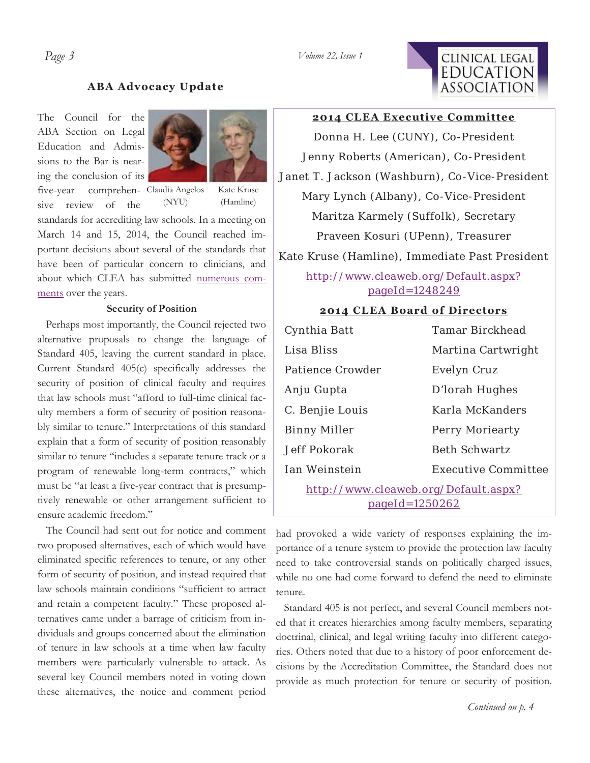## ABA Advocacy Update

The Council for the ABA Section on Legal Education and Admissions to the Bar is nearing the conclusion of its five-year comprehensive review of the standards for accrediting law schools. In a meeting on March 14 and 15, 2014, the Council reached important decisions about several of the standards that have been of particular concern to clinicians, and about which CLEA has submitted numerous comments over the years.

Claudia Angelos (NYU)

Kate Kruse (Hamline)

### Security of Position

Perhaps most importantly, the Council rejected two alternative proposals to change the language of Standard 405, leaving the current standard in place. Current Standard 405(c) specifically addresses the security of position of clinical faculty and requires that law schools must "afford to full-time clinical faculty members a form of security of position reasonably similar to tenure." Interpretations of this standard explain that a form of security of position reasonably similar to tenure "includes a separate tenure track or a program of renewable long-term contracts," which must be "at least a five-year contract that is presumptively renewable or other arrangement sufficient to ensure academic freedom."

The Council had sent out for notice and comment two proposed alternatives, each of which would have eliminated specific references to tenure, or any other form of security of position, and instead required that law schools maintain conditions "sufficient to attract and retain a competent faculty." These proposed alternatives came under a barrage of criticism from individuals and groups concerned about the elimination of tenure in law schools at a time when law faculty members were particularly vulnerable to attack. As several key Council members noted in voting down these alternatives, the notice and comment period had provoked a wide variety of responses explaining the importance of a tenure system to provide the protection law faculty need to take controversial stands on politically charged issues, while no one had come forward to defend the need to eliminate tenure.

Standard 405 is not perfect, and several Council members noted that it creates hierarchies among faculty members, separating doctrinal, clinical, and legal writing faculty into different categories. Others noted that due to a history of poor enforcement decisions by the Accreditation Committee, the Standard does not provide as much protection for tenure or security of position.

*Continued on p. 4*

---

### 2014 CLEA Executive Committee

Donna H. Lee (CUNY), Co-President

Jenny Roberts (American), Co-President

Janet T. Jackson (Washburn), Co-Vice-President

Mary Lynch (Albany), Co-Vice-President

Maritza Karmely (Suffolk), Secretary

Praveen Kosuri (UPenn), Treasurer

Kate Kruse (Hamline), Immediate Past President

http://www.cleaweb.org/Default.aspx?pageId=1248249

### 2014 CLEA Board of Directors

| | |
|---|---|
| Cynthia Batt | Tamar Birckhead |
| Lisa Bliss | Martina Cartwright |
| Patience Crowder | Evelyn Cruz |
| Anju Gupta | D'lorah Hughes |
| C. Benjie Louis | Karla McKanders |
| Binny Miller | Perry Moriearty |
| Jeff Pokorak | Beth Schwartz |
| Ian Weinstein | Executive Committee |

http://www.cleaweb.org/Default.aspx?pageId=1250262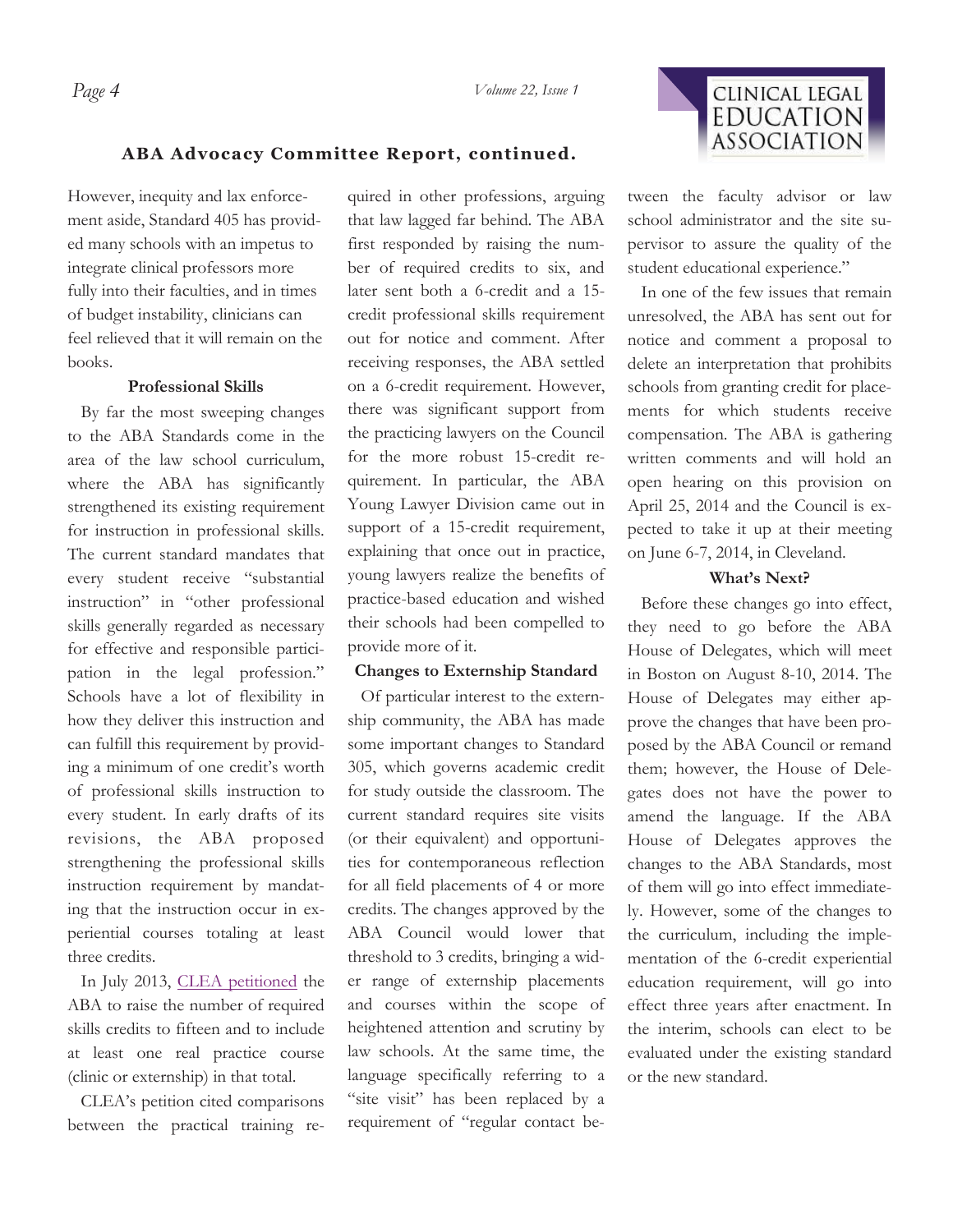## ABA Advocacy Committee Report, continued.

However, inequity and lax enforcement aside, Standard 405 has provided many schools with an impetus to integrate clinical professors more fully into their faculties, and in times of budget instability, clinicians can feel relieved that it will remain on the books.

### Professional Skills

By far the most sweeping changes to the ABA Standards come in the area of the law school curriculum, where the ABA has significantly strengthened its existing requirement for instruction in professional skills. The current standard mandates that every student receive "substantial instruction" in "other professional skills generally regarded as necessary for effective and responsible participation in the legal profession." Schools have a lot of flexibility in how they deliver this instruction and can fulfill this requirement by providing a minimum of one credit's worth of professional skills instruction to every student. In early drafts of its revisions, the ABA proposed strengthening the professional skills instruction requirement by mandating that the instruction occur in experiential courses totaling at least three credits.

In July 2013, CLEA petitioned the ABA to raise the number of required skills credits to fifteen and to include at least one real practice course (clinic or externship) in that total.

CLEA's petition cited comparisons between the practical training required in other professions, arguing that law lagged far behind. The ABA first responded by raising the number of required credits to six, and later sent both a 6-credit and a 15-credit professional skills requirement out for notice and comment. After receiving responses, the ABA settled on a 6-credit requirement. However, there was significant support from the practicing lawyers on the Council for the more robust 15-credit requirement. In particular, the ABA Young Lawyer Division came out in support of a 15-credit requirement, explaining that once out in practice, young lawyers realize the benefits of practice-based education and wished their schools had been compelled to provide more of it.

### Changes to Externship Standard

Of particular interest to the externship community, the ABA has made some important changes to Standard 305, which governs academic credit for study outside the classroom. The current standard requires site visits (or their equivalent) and opportunities for contemporaneous reflection for all field placements of 4 or more credits. The changes approved by the ABA Council would lower that threshold to 3 credits, bringing a wider range of externship placements and courses within the scope of heightened attention and scrutiny by law schools. At the same time, the language specifically referring to a "site visit" has been replaced by a requirement of "regular contact between the faculty advisor or law school administrator and the site supervisor to assure the quality of the student educational experience."

In one of the few issues that remain unresolved, the ABA has sent out for notice and comment a proposal to delete an interpretation that prohibits schools from granting credit for placements for which students receive compensation. The ABA is gathering written comments and will hold an open hearing on this provision on April 25, 2014 and the Council is expected to take it up at their meeting on June 6-7, 2014, in Cleveland.

### What's Next?

Before these changes go into effect, they need to go before the ABA House of Delegates, which will meet in Boston on August 8-10, 2014. The House of Delegates may either approve the changes that have been proposed by the ABA Council or remand them; however, the House of Delegates does not have the power to amend the language. If the ABA House of Delegates approves the changes to the ABA Standards, most of them will go into effect immediately. However, some of the changes to the curriculum, including the implementation of the 6-credit experiential education requirement, will go into effect three years after enactment. In the interim, schools can elect to be evaluated under the existing standard or the new standard.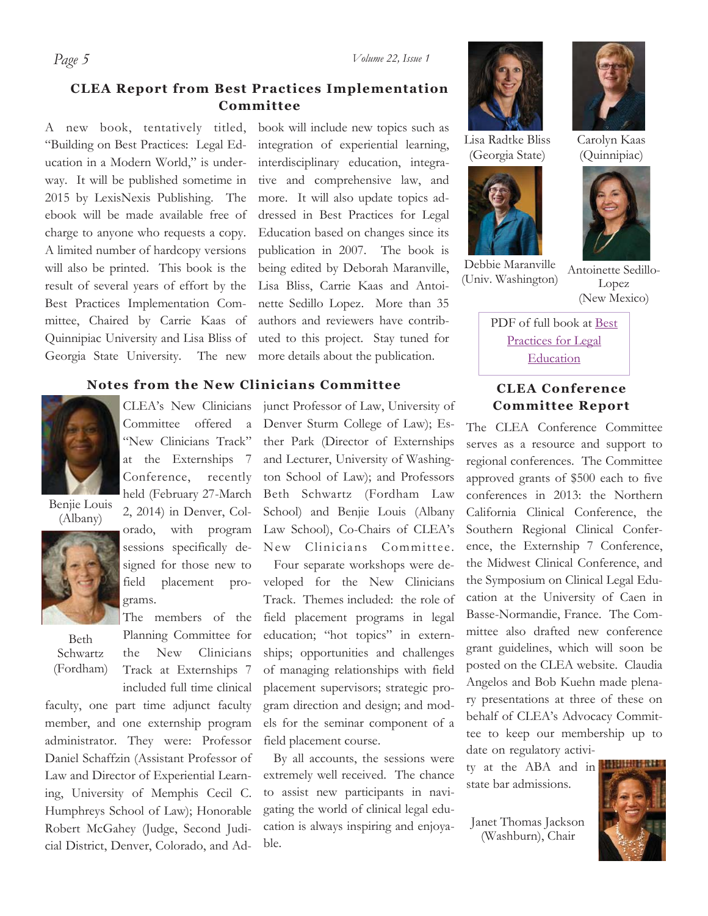## CLEA Report from Best Practices Implementation Committee

A new book, tentatively titled, "Building on Best Practices: Legal Education in a Modern World," is underway. It will be published sometime in 2015 by LexisNexis Publishing. The ebook will be made available free of charge to anyone who requests a copy. A limited number of hardcopy versions will also be printed. This book is the result of several years of effort by the Best Practices Implementation Committee, Chaired by Carrie Kaas of Quinnipiac University and Lisa Bliss of Georgia State University. The new book will include new topics such as integration of experiential learning, interdisciplinary education, integrative and comprehensive law, and more. It will also update topics addressed in Best Practices for Legal Education based on changes since its publication in 2007. The book is being edited by Deborah Maranville, Lisa Bliss, Carrie Kaas and Antoinette Sedillo Lopez. More than 35 authors and reviewers have contributed to this project. Stay tuned for more details about the publication.

Lisa Radtke Bliss (Georgia State)

Carolyn Kaas (Quinnipiac)

Debbie Maranville (Univ. Washington)

Antoinette Sedillo-Lopez (New Mexico)

PDF of full book at Best Practices for Legal Education

## Notes from the New Clinicians Committee

Benjie Louis (Albany)

Beth Schwartz (Fordham)

CLEA's New Clinicians Committee offered a "New Clinicians Track" at the Externships 7 Conference, recently held (February 27-March 2, 2014) in Denver, Colorado, with program sessions specifically designed for those new to field placement programs.

The members of the Planning Committee for the New Clinicians Track at Externships 7 included full time clinical faculty, one part time adjunct faculty member, and one externship program administrator. They were: Professor Daniel Schaffzin (Assistant Professor of Law and Director of Experiential Learning, University of Memphis Cecil C. Humphreys School of Law); Honorable Robert McGahey (Judge, Second Judicial District, Denver, Colorado, and Adjunct Professor of Law, University of Denver Sturm College of Law); Esther Park (Director of Externships and Lecturer, University of Washington School of Law); and Professors Beth Schwartz (Fordham Law School) and Benjie Louis (Albany Law School), Co-Chairs of CLEA's New Clinicians Committee.

Four separate workshops were developed for the New Clinicians Track. Themes included: the role of field placement programs in legal education; "hot topics" in externships; opportunities and challenges of managing relationships with field placement supervisors; strategic program direction and design; and models for the seminar component of a field placement course.

By all accounts, the sessions were extremely well received. The chance to assist new participants in navigating the world of clinical legal education is always inspiring and enjoyable.

## CLEA Conference Committee Report

The CLEA Conference Committee serves as a resource and support to regional conferences. The Committee approved grants of $500 each to five conferences in 2013: the Northern California Clinical Conference, the Southern Regional Clinical Conference, the Externship 7 Conference, the Midwest Clinical Conference, and the Symposium on Clinical Legal Education at the University of Caen in Basse-Normandie, France. The Committee also drafted new conference grant guidelines, which will soon be posted on the CLEA website. Claudia Angelos and Bob Kuehn made plenary presentations at three of these on behalf of CLEA's Advocacy Committee to keep our membership up to date on regulatory activity at the ABA and in state bar admissions.

Janet Thomas Jackson (Washburn), Chair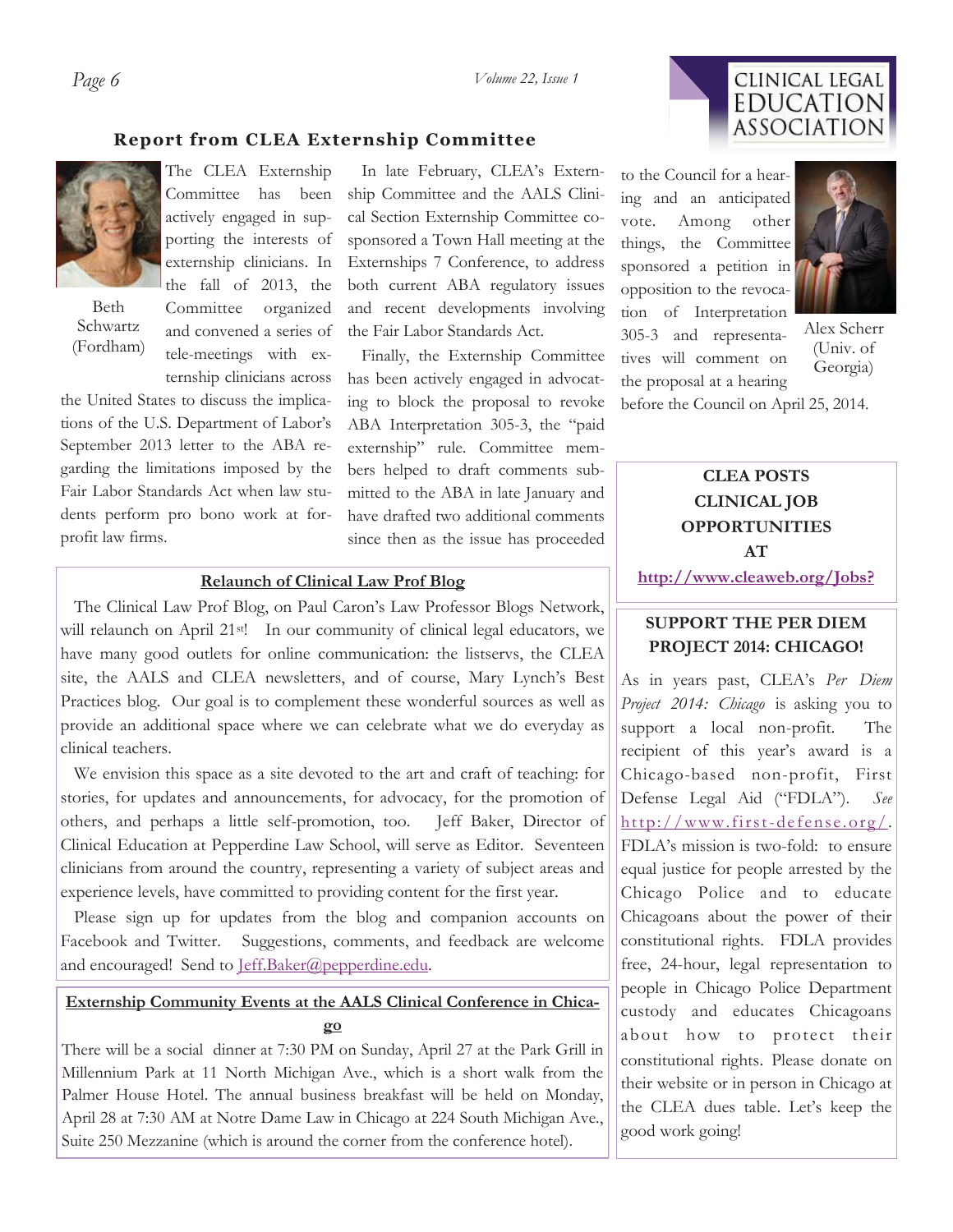## Report from CLEA Externship Committee

Beth Schwartz (Fordham)

The CLEA Externship Committee has been actively engaged in supporting the interests of externship clinicians. In the fall of 2013, the Committee organized and convened a series of tele-meetings with externship clinicians across the United States to discuss the implications of the U.S. Department of Labor's September 2013 letter to the ABA regarding the limitations imposed by the Fair Labor Standards Act when law students perform pro bono work at for-profit law firms.

In late February, CLEA's Externship Committee and the AALS Clinical Section Externship Committee co-sponsored a Town Hall meeting at the Externships 7 Conference, to address both current ABA regulatory issues and recent developments involving the Fair Labor Standards Act.

Finally, the Externship Committee has been actively engaged in advocating to block the proposal to revoke ABA Interpretation 305-3, the "paid externship" rule. Committee members helped to draft comments submitted to the ABA in late January and have drafted two additional comments since then as the issue has proceeded to the Council for a hearing and an anticipated vote. Among other things, the Committee sponsored a petition in opposition to the revocation of Interpretation 305-3 and representatives will comment on the proposal at a hearing before the Council on April 25, 2014.

Alex Scherr (Univ. of Georgia)

### Relaunch of Clinical Law Prof Blog

The Clinical Law Prof Blog, on Paul Caron's Law Professor Blogs Network, will relaunch on April 21st! In our community of clinical legal educators, we have many good outlets for online communication: the listservs, the CLEA site, the AALS and CLEA newsletters, and of course, Mary Lynch's Best Practices blog. Our goal is to complement these wonderful sources as well as provide an additional space where we can celebrate what we do everyday as clinical teachers.

We envision this space as a site devoted to the art and craft of teaching: for stories, for updates and announcements, for advocacy, for the promotion of others, and perhaps a little self-promotion, too. Jeff Baker, Director of Clinical Education at Pepperdine Law School, will serve as Editor. Seventeen clinicians from around the country, representing a variety of subject areas and experience levels, have committed to providing content for the first year.

Please sign up for updates from the blog and companion accounts on Facebook and Twitter. Suggestions, comments, and feedback are welcome and encouraged! Send to Jeff.Baker@pepperdine.edu.

### Externship Community Events at the AALS Clinical Conference in Chicago

There will be a social dinner at 7:30 PM on Sunday, April 27 at the Park Grill in Millennium Park at 11 North Michigan Ave., which is a short walk from the Palmer House Hotel. The annual business breakfast will be held on Monday, April 28 at 7:30 AM at Notre Dame Law in Chicago at 224 South Michigan Ave., Suite 250 Mezzanine (which is around the corner from the conference hotel).

**CLEA POSTS CLINICAL JOB OPPORTUNITIES AT**

**http://www.cleaweb.org/Jobs?**

### SUPPORT THE PER DIEM PROJECT 2014: CHICAGO!

As in years past, CLEA's *Per Diem Project 2014: Chicago* is asking you to support a local non-profit. The recipient of this year's award is a Chicago-based non-profit, First Defense Legal Aid ("FDLA"). *See* http://www.first-defense.org/. FDLA's mission is two-fold: to ensure equal justice for people arrested by the Chicago Police and to educate Chicagoans about the power of their constitutional rights. FDLA provides free, 24-hour, legal representation to people in Chicago Police Department custody and educates Chicagoans about how to protect their constitutional rights. Please donate on their website or in person in Chicago at the CLEA dues table. Let's keep the good work going!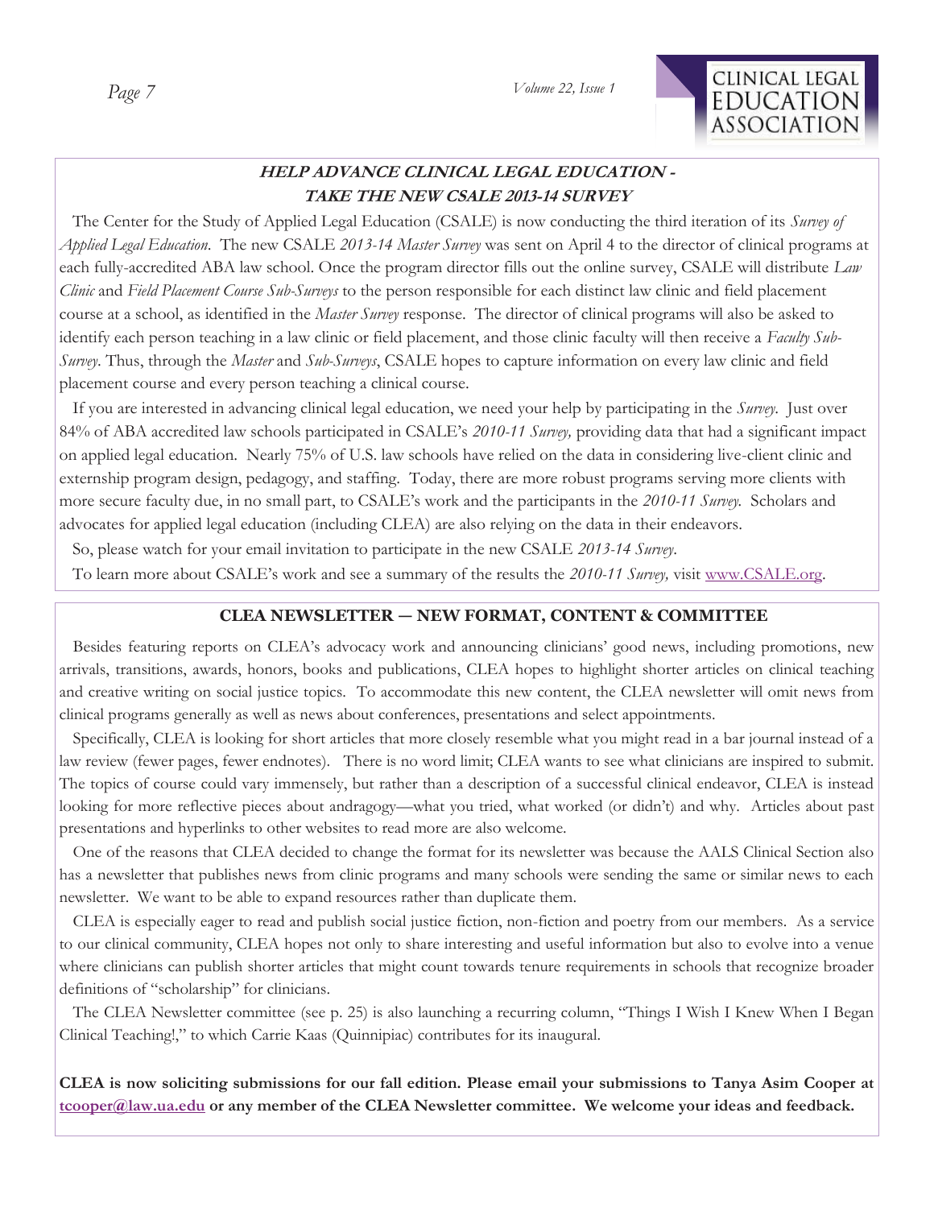## *HELP ADVANCE CLINICAL LEGAL EDUCATION - TAKE THE NEW CSALE 2013-14 SURVEY*

The Center for the Study of Applied Legal Education (CSALE) is now conducting the third iteration of its *Survey of Applied Legal Education*. The new CSALE *2013-14 Master Survey* was sent on April 4 to the director of clinical programs at each fully-accredited ABA law school. Once the program director fills out the online survey, CSALE will distribute *Law Clinic* and *Field Placement Course Sub-Surveys* to the person responsible for each distinct law clinic and field placement course at a school, as identified in the *Master Survey* response. The director of clinical programs will also be asked to identify each person teaching in a law clinic or field placement, and those clinic faculty will then receive a *Faculty Sub-Survey*. Thus, through the *Master* and *Sub-Surveys*, CSALE hopes to capture information on every law clinic and field placement course and every person teaching a clinical course.

If you are interested in advancing clinical legal education, we need your help by participating in the *Survey*. Just over 84% of ABA accredited law schools participated in CSALE's *2010-11 Survey,* providing data that had a significant impact on applied legal education. Nearly 75% of U.S. law schools have relied on the data in considering live-client clinic and externship program design, pedagogy, and staffing. Today, there are more robust programs serving more clients with more secure faculty due, in no small part, to CSALE's work and the participants in the *2010-11 Survey*. Scholars and advocates for applied legal education (including CLEA) are also relying on the data in their endeavors.

So, please watch for your email invitation to participate in the new CSALE *2013-14 Survey*.

To learn more about CSALE's work and see a summary of the results the *2010-11 Survey,* visit www.CSALE.org.

## CLEA NEWSLETTER — NEW FORMAT, CONTENT & COMMITTEE

Besides featuring reports on CLEA's advocacy work and announcing clinicians' good news, including promotions, new arrivals, transitions, awards, honors, books and publications, CLEA hopes to highlight shorter articles on clinical teaching and creative writing on social justice topics. To accommodate this new content, the CLEA newsletter will omit news from clinical programs generally as well as news about conferences, presentations and select appointments.

Specifically, CLEA is looking for short articles that more closely resemble what you might read in a bar journal instead of a law review (fewer pages, fewer endnotes). There is no word limit; CLEA wants to see what clinicians are inspired to submit. The topics of course could vary immensely, but rather than a description of a successful clinical endeavor, CLEA is instead looking for more reflective pieces about andragogy—what you tried, what worked (or didn't) and why. Articles about past presentations and hyperlinks to other websites to read more are also welcome.

One of the reasons that CLEA decided to change the format for its newsletter was because the AALS Clinical Section also has a newsletter that publishes news from clinic programs and many schools were sending the same or similar news to each newsletter. We want to be able to expand resources rather than duplicate them.

CLEA is especially eager to read and publish social justice fiction, non-fiction and poetry from our members. As a service to our clinical community, CLEA hopes not only to share interesting and useful information but also to evolve into a venue where clinicians can publish shorter articles that might count towards tenure requirements in schools that recognize broader definitions of "scholarship" for clinicians.

The CLEA Newsletter committee (see p. 25) is also launching a recurring column, "Things I Wish I Knew When I Began Clinical Teaching!," to which Carrie Kaas (Quinnipiac) contributes for its inaugural.

**CLEA is now soliciting submissions for our fall edition. Please email your submissions to Tanya Asim Cooper at tcooper@law.ua.edu or any member of the CLEA Newsletter committee. We welcome your ideas and feedback.**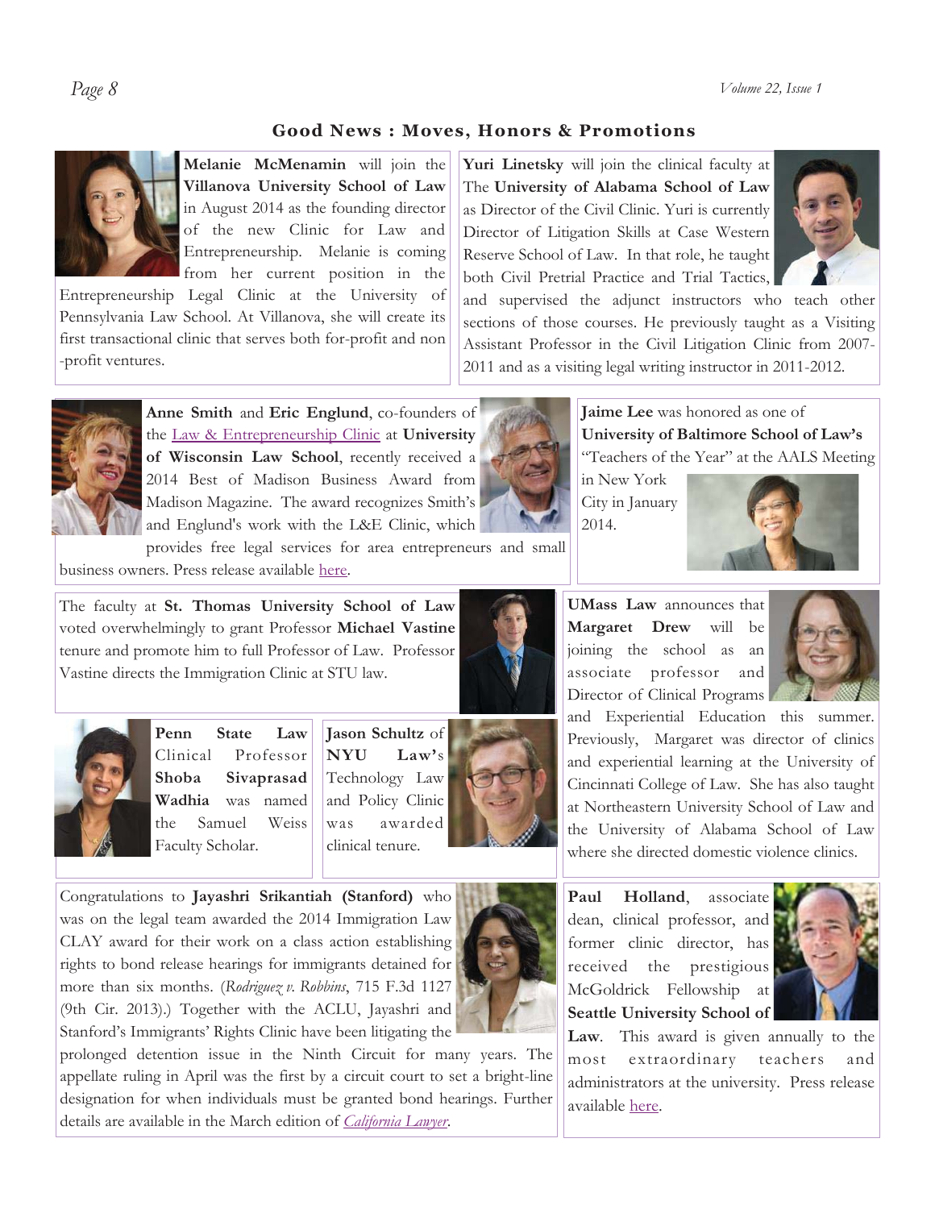## Good News : Moves, Honors & Promotions

**Melanie McMenamin** will join the **Villanova University School of Law** in August 2014 as the founding director of the new Clinic for Law and Entrepreneurship. Melanie is coming from her current position in the Entrepreneurship Legal Clinic at the University of Pennsylvania Law School. At Villanova, she will create its first transactional clinic that serves both for-profit and non-profit ventures.

**Yuri Linetsky** will join the clinical faculty at The **University of Alabama School of Law** as Director of the Civil Clinic. Yuri is currently Director of Litigation Skills at Case Western Reserve School of Law. In that role, he taught both Civil Pretrial Practice and Trial Tactics, and supervised the adjunct instructors who teach other sections of those courses. He previously taught as a Visiting Assistant Professor in the Civil Litigation Clinic from 2007-2011 and as a visiting legal writing instructor in 2011-2012.

**Anne Smith** and **Eric Englund**, co-founders of the Law & Entrepreneurship Clinic at **University of Wisconsin Law School**, recently received a 2014 Best of Madison Business Award from Madison Magazine. The award recognizes Smith's and Englund's work with the L&E Clinic, which provides free legal services for area entrepreneurs and small business owners. Press release available here.

**Jaime Lee** was honored as one of **University of Baltimore School of Law's** "Teachers of the Year" at the AALS Meeting in New York City in January 2014.

The faculty at **St. Thomas University School of Law** voted overwhelmingly to grant Professor **Michael Vastine** tenure and promote him to full Professor of Law. Professor Vastine directs the Immigration Clinic at STU law.

**UMass Law** announces that **Margaret Drew** will be joining the school as an associate professor and Director of Clinical Programs and Experiential Education this summer. Previously, Margaret was director of clinics and experiential learning at the University of Cincinnati College of Law. She has also taught at Northeastern University School of Law and the University of Alabama School of Law where she directed domestic violence clinics.

**Penn State Law** Clinical Professor **Shoba Sivaprasad Wadhia** was named the Samuel Weiss Faculty Scholar.

**Jason Schultz** of **NYU Law's** Technology Law and Policy Clinic was awarded clinical tenure.

Congratulations to **Jayashri Srikantiah (Stanford)** who was on the legal team awarded the 2014 Immigration Law CLAY award for their work on a class action establishing rights to bond release hearings for immigrants detained for more than six months. (*Rodriguez v. Robbins*, 715 F.3d 1127 (9th Cir. 2013).) Together with the ACLU, Jayashri and Stanford's Immigrants' Rights Clinic have been litigating the prolonged detention issue in the Ninth Circuit for many years. The appellate ruling in April was the first by a circuit court to set a bright-line designation for when individuals must be granted bond hearings. Further details are available in the March edition of *California Lawyer*.

**Paul Holland**, associate dean, clinical professor, and former clinic director, has received the prestigious McGoldrick Fellowship at **Seattle University School of Law**. This award is given annually to the most extraordinary teachers and administrators at the university. Press release available here.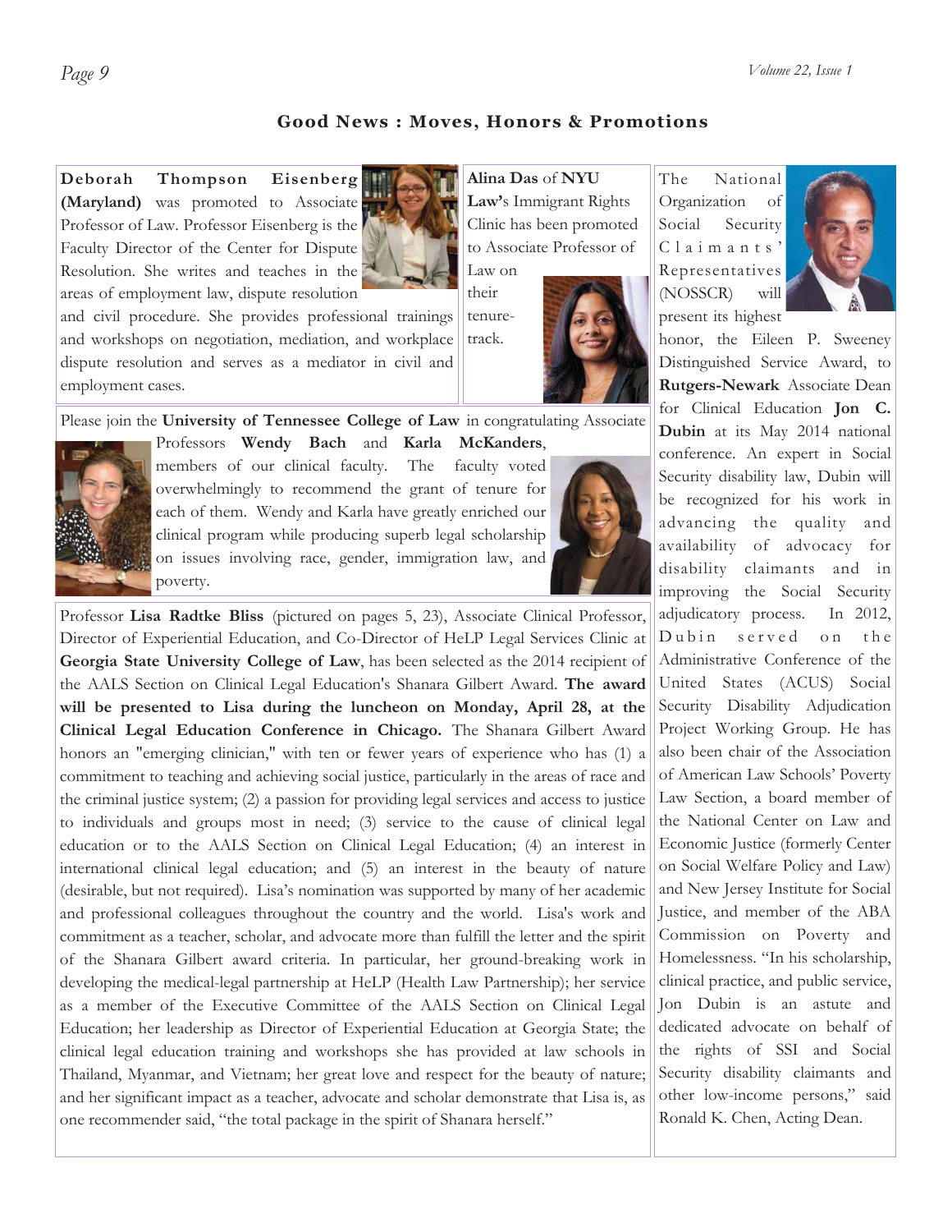## Good News : Moves, Honors & Promotions

**Deborah Thompson Eisenberg (Maryland)** was promoted to Associate Professor of Law. Professor Eisenberg is the Faculty Director of the Center for Dispute Resolution. She writes and teaches in the areas of employment law, dispute resolution and civil procedure. She provides professional trainings and workshops on negotiation, mediation, and workplace dispute resolution and serves as a mediator in civil and employment cases.

**Alina Das** of **NYU Law's** Immigrant Rights Clinic has been promoted to Associate Professor of Law on their tenure-track.

Please join the **University of Tennessee College of Law** in congratulating Associate Professors **Wendy Bach** and **Karla McKanders**, members of our clinical faculty. The faculty voted overwhelmingly to recommend the grant of tenure for each of them. Wendy and Karla have greatly enriched our clinical program while producing superb legal scholarship on issues involving race, gender, immigration law, and poverty.

Professor **Lisa Radtke Bliss** (pictured on pages 5, 23), Associate Clinical Professor, Director of Experiential Education, and Co-Director of HeLP Legal Services Clinic at **Georgia State University College of Law**, has been selected as the 2014 recipient of the AALS Section on Clinical Legal Education's Shanara Gilbert Award. **The award will be presented to Lisa during the luncheon on Monday, April 28, at the Clinical Legal Education Conference in Chicago.** The Shanara Gilbert Award honors an "emerging clinician," with ten or fewer years of experience who has (1) a commitment to teaching and achieving social justice, particularly in the areas of race and the criminal justice system; (2) a passion for providing legal services and access to justice to individuals and groups most in need; (3) service to the cause of clinical legal education or to the AALS Section on Clinical Legal Education; (4) an interest in international clinical legal education; and (5) an interest in the beauty of nature (desirable, but not required). Lisa's nomination was supported by many of her academic and professional colleagues throughout the country and the world. Lisa's work and commitment as a teacher, scholar, and advocate more than fulfill the letter and the spirit of the Shanara Gilbert award criteria. In particular, her ground-breaking work in developing the medical-legal partnership at HeLP (Health Law Partnership); her service as a member of the Executive Committee of the AALS Section on Clinical Legal Education; her leadership as Director of Experiential Education at Georgia State; the clinical legal education training and workshops she has provided at law schools in Thailand, Myanmar, and Vietnam; her great love and respect for the beauty of nature; and her significant impact as a teacher, advocate and scholar demonstrate that Lisa is, as one recommender said, "the total package in the spirit of Shanara herself."

The National Organization of Social Security Claimants' Representatives (NOSSCR) will present its highest honor, the Eileen P. Sweeney Distinguished Service Award, to **Rutgers-Newark** Associate Dean for Clinical Education **Jon C. Dubin** at its May 2014 national conference. An expert in Social Security disability law, Dubin will be recognized for his work in advancing the quality and availability of advocacy for disability claimants and in improving the Social Security adjudicatory process. In 2012, Dubin served on the Administrative Conference of the United States (ACUS) Social Security Disability Adjudication Project Working Group. He has also been chair of the Association of American Law Schools' Poverty Law Section, a board member of the National Center on Law and Economic Justice (formerly Center on Social Welfare Policy and Law) and New Jersey Institute for Social Justice, and member of the ABA Commission on Poverty and Homelessness. "In his scholarship, clinical practice, and public service, Jon Dubin is an astute and dedicated advocate on behalf of the rights of SSI and Social Security disability claimants and other low-income persons," said Ronald K. Chen, Acting Dean.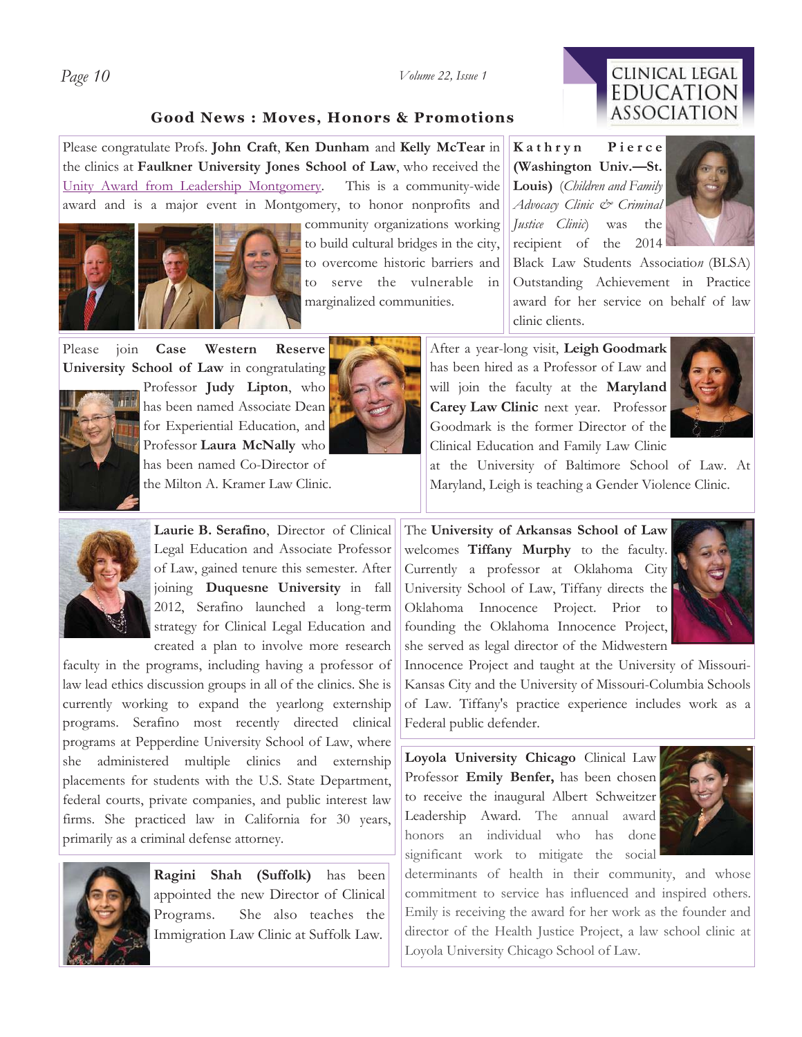## Good News : Moves, Honors & Promotions

Please congratulate Profs. **John Craft**, **Ken Dunham** and **Kelly McTear** in the clinics at **Faulkner University Jones School of Law**, who received the Unity Award from Leadership Montgomery. This is a community-wide award and is a major event in Montgomery, to honor nonprofits and community organizations working to build cultural bridges in the city, to overcome historic barriers and to serve the vulnerable in marginalized communities.

**Kathryn Pierce (Washington Univ.—St. Louis)** (*Children and Family Advocacy Clinic & Criminal Justice Clinic*) was the recipient of the 2014 Black Law Students Association (BLSA) Outstanding Achievement in Practice award for her service on behalf of law clinic clients.

Please join **Case Western Reserve University School of Law** in congratulating Professor **Judy Lipton**, who has been named Associate Dean for Experiential Education, and Professor **Laura McNally** who has been named Co-Director of the Milton A. Kramer Law Clinic.

After a year-long visit, **Leigh Goodmark** has been hired as a Professor of Law and will join the faculty at the **Maryland Carey Law Clinic** next year. Professor Goodmark is the former Director of the Clinical Education and Family Law Clinic at the University of Baltimore School of Law. At Maryland, Leigh is teaching a Gender Violence Clinic.

**Laurie B. Serafino**, Director of Clinical Legal Education and Associate Professor of Law, gained tenure this semester. After joining **Duquesne University** in fall 2012, Serafino launched a long-term strategy for Clinical Legal Education and created a plan to involve more research faculty in the programs, including having a professor of law lead ethics discussion groups in all of the clinics. She is currently working to expand the yearlong externship programs. Serafino most recently directed clinical programs at Pepperdine University School of Law, where she administered multiple clinics and externship placements for students with the U.S. State Department, federal courts, private companies, and public interest law firms. She practiced law in California for 30 years, primarily as a criminal defense attorney.

The **University of Arkansas School of Law** welcomes **Tiffany Murphy** to the faculty. Currently a professor at Oklahoma City University School of Law, Tiffany directs the Oklahoma Innocence Project. Prior to founding the Oklahoma Innocence Project, she served as legal director of the Midwestern Innocence Project and taught at the University of Missouri-Kansas City and the University of Missouri-Columbia Schools of Law. Tiffany's practice experience includes work as a Federal public defender.

**Ragini Shah (Suffolk)** has been appointed the new Director of Clinical Programs. She also teaches the Immigration Law Clinic at Suffolk Law.

**Loyola University Chicago** Clinical Law Professor **Emily Benfer,** has been chosen to receive the inaugural Albert Schweitzer Leadership Award. The annual award honors an individual who has done significant work to mitigate the social determinants of health in their community, and whose commitment to service has influenced and inspired others. Emily is receiving the award for her work as the founder and director of the Health Justice Project, a law school clinic at Loyola University Chicago School of Law.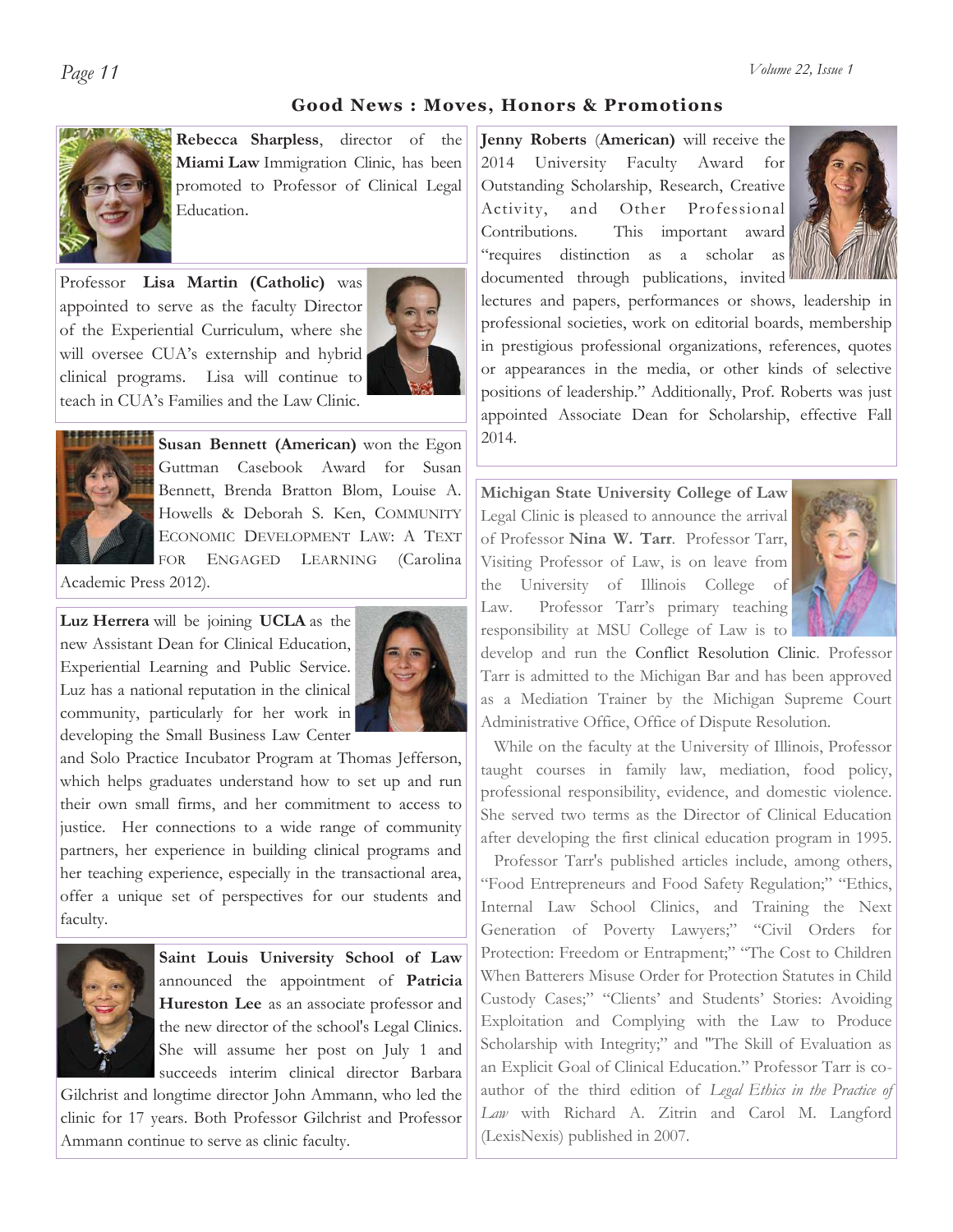## Good News : Moves, Honors & Promotions

**Rebecca Sharpless**, director of the **Miami Law** Immigration Clinic, has been promoted to Professor of Clinical Legal Education.

Professor **Lisa Martin (Catholic)** was appointed to serve as the faculty Director of the Experiential Curriculum, where she will oversee CUA's externship and hybrid clinical programs. Lisa will continue to teach in CUA's Families and the Law Clinic.

**Susan Bennett (American)** won the Egon Guttman Casebook Award for Susan Bennett, Brenda Bratton Blom, Louise A. Howells & Deborah S. Ken, COMMUNITY ECONOMIC DEVELOPMENT LAW: A TEXT FOR ENGAGED LEARNING (Carolina Academic Press 2012).

**Luz Herrera** will be joining **UCLA** as the new Assistant Dean for Clinical Education, Experiential Learning and Public Service. Luz has a national reputation in the clinical community, particularly for her work in developing the Small Business Law Center and Solo Practice Incubator Program at Thomas Jefferson, which helps graduates understand how to set up and run their own small firms, and her commitment to access to justice. Her connections to a wide range of community partners, her experience in building clinical programs and her teaching experience, especially in the transactional area, offer a unique set of perspectives for our students and faculty.

**Saint Louis University School of Law** announced the appointment of **Patricia Hureston Lee** as an associate professor and the new director of the school's Legal Clinics. She will assume her post on July 1 and succeeds interim clinical director Barbara Gilchrist and longtime director John Ammann, who led the clinic for 17 years. Both Professor Gilchrist and Professor Ammann continue to serve as clinic faculty.

**Jenny Roberts** (**American)** will receive the 2014 University Faculty Award for Outstanding Scholarship, Research, Creative Activity, and Other Professional Contributions. This important award "requires distinction as a scholar as documented through publications, invited lectures and papers, performances or shows, leadership in professional societies, work on editorial boards, membership in prestigious professional organizations, references, quotes or appearances in the media, or other kinds of selective positions of leadership." Additionally, Prof. Roberts was just appointed Associate Dean for Scholarship, effective Fall 2014.

**Michigan State University College of Law** Legal Clinic is pleased to announce the arrival of Professor **Nina W. Tarr**. Professor Tarr, Visiting Professor of Law, is on leave from the University of Illinois College of Law. Professor Tarr's primary teaching responsibility at MSU College of Law is to develop and run the Conflict Resolution Clinic. Professor Tarr is admitted to the Michigan Bar and has been approved as a Mediation Trainer by the Michigan Supreme Court Administrative Office, Office of Dispute Resolution.

While on the faculty at the University of Illinois, Professor taught courses in family law, mediation, food policy, professional responsibility, evidence, and domestic violence. She served two terms as the Director of Clinical Education after developing the first clinical education program in 1995.

Professor Tarr's published articles include, among others, "Food Entrepreneurs and Food Safety Regulation;" "Ethics, Internal Law School Clinics, and Training the Next Generation of Poverty Lawyers;" "Civil Orders for Protection: Freedom or Entrapment;" "The Cost to Children When Batterers Misuse Order for Protection Statutes in Child Custody Cases;" "Clients' and Students' Stories: Avoiding Exploitation and Complying with the Law to Produce Scholarship with Integrity;" and "The Skill of Evaluation as an Explicit Goal of Clinical Education." Professor Tarr is co-author of the third edition of *Legal Ethics in the Practice of Law* with Richard A. Zitrin and Carol M. Langford (LexisNexis) published in 2007.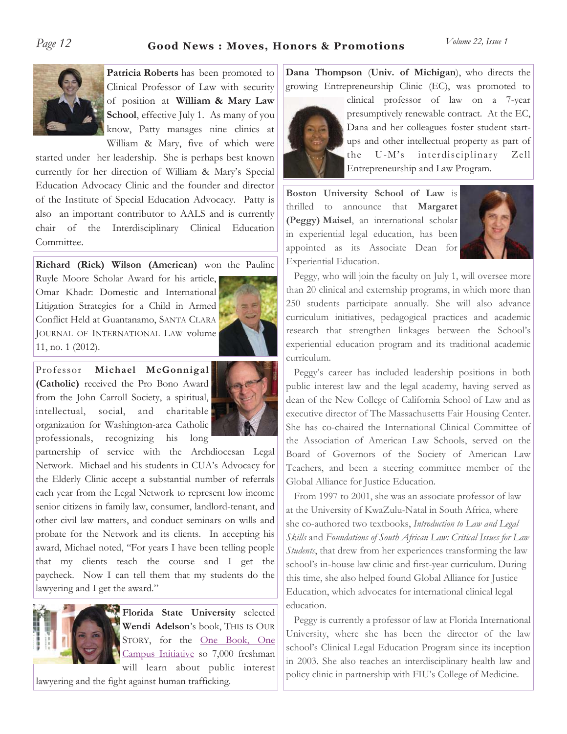## Good News : Moves, Honors & Promotions

**Patricia Roberts** has been promoted to Clinical Professor of Law with security of position at **William & Mary Law School**, effective July 1. As many of you know, Patty manages nine clinics at William & Mary, five of which were started under her leadership. She is perhaps best known currently for her direction of William & Mary's Special Education Advocacy Clinic and the founder and director of the Institute of Special Education Advocacy. Patty is also an important contributor to AALS and is currently chair of the Interdisciplinary Clinical Education Committee.

**Richard (Rick) Wilson (American)** won the Pauline Ruyle Moore Scholar Award for his article, Omar Khadr: Domestic and International Litigation Strategies for a Child in Armed Conflict Held at Guantanamo, SANTA CLARA JOURNAL OF INTERNATIONAL LAW volume 11, no. 1 (2012).

Professor **Michael McGonnigal (Catholic)** received the Pro Bono Award from the John Carroll Society, a spiritual, intellectual, social, and charitable organization for Washington-area Catholic professionals, recognizing his long partnership of service with the Archdiocesan Legal Network. Michael and his students in CUA's Advocacy for the Elderly Clinic accept a substantial number of referrals each year from the Legal Network to represent low income senior citizens in family law, consumer, landlord-tenant, and other civil law matters, and conduct seminars on wills and probate for the Network and its clients. In accepting his award, Michael noted, "For years I have been telling people that my clients teach the course and I get the paycheck. Now I can tell them that my students do the lawyering and I get the award."

**Florida State University** selected **Wendi Adelson**'s book, THIS IS OUR STORY, for the One Book, One Campus Initiative so 7,000 freshman will learn about public interest lawyering and the fight against human trafficking.

**Dana Thompson** (**Univ. of Michigan**), who directs the growing Entrepreneurship Clinic (EC), was promoted to clinical professor of law on a 7-year presumptively renewable contract. At the EC, Dana and her colleagues foster student start-ups and other intellectual property as part of the U-M's interdisciplinary Zell Entrepreneurship and Law Program.

**Boston University School of Law** is thrilled to announce that **Margaret (Peggy) Maisel**, an international scholar in experiential legal education, has been appointed as its Associate Dean for Experiential Education.

Peggy, who will join the faculty on July 1, will oversee more than 20 clinical and externship programs, in which more than 250 students participate annually. She will also advance curriculum initiatives, pedagogical practices and academic research that strengthen linkages between the School's experiential education program and its traditional academic curriculum.

Peggy's career has included leadership positions in both public interest law and the legal academy, having served as dean of the New College of California School of Law and as executive director of The Massachusetts Fair Housing Center. She has co-chaired the International Clinical Committee of the Association of American Law Schools, served on the Board of Governors of the Society of American Law Teachers, and been a steering committee member of the Global Alliance for Justice Education.

From 1997 to 2001, she was an associate professor of law at the University of KwaZulu-Natal in South Africa, where she co-authored two textbooks, *Introduction to Law and Legal Skills* and *Foundations of South African Law: Critical Issues for Law Students*, that drew from her experiences transforming the law school's in-house law clinic and first-year curriculum. During this time, she also helped found Global Alliance for Justice Education, which advocates for international clinical legal education.

Peggy is currently a professor of law at Florida International University, where she has been the director of the law school's Clinical Legal Education Program since its inception in 2003. She also teaches an interdisciplinary health law and policy clinic in partnership with FIU's College of Medicine.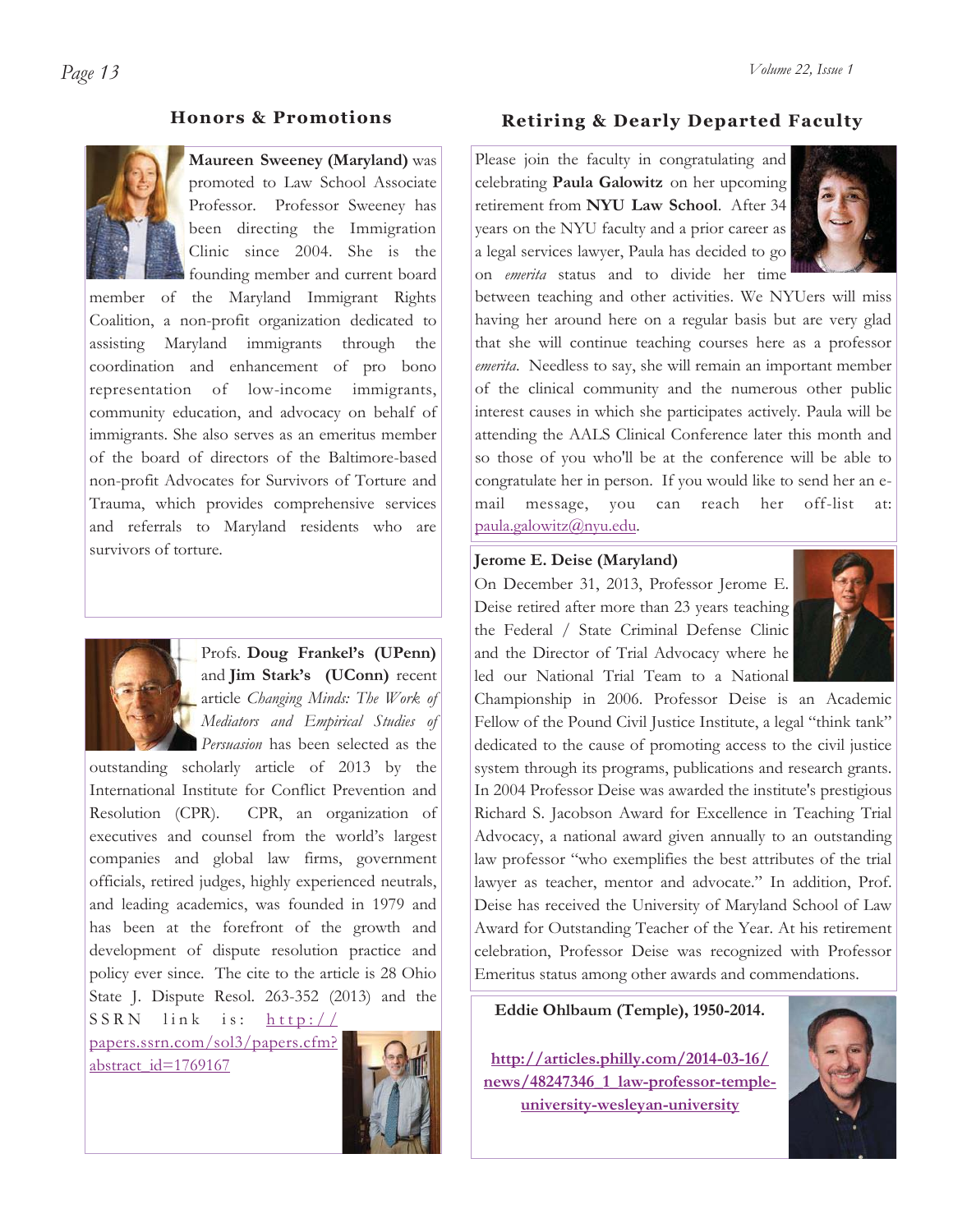## Honors & Promotions

**Maureen Sweeney (Maryland)** was promoted to Law School Associate Professor. Professor Sweeney has been directing the Immigration Clinic since 2004. She is the founding member and current board member of the Maryland Immigrant Rights Coalition, a non-profit organization dedicated to assisting Maryland immigrants through the coordination and enhancement of pro bono representation of low-income immigrants, community education, and advocacy on behalf of immigrants. She also serves as an emeritus member of the board of directors of the Baltimore-based non-profit Advocates for Survivors of Torture and Trauma, which provides comprehensive services and referrals to Maryland residents who are survivors of torture.

Profs. **Doug Frankel's (UPenn)** and **Jim Stark's (UConn)** recent article *Changing Minds: The Work of Mediators and Empirical Studies of Persuasion* has been selected as the outstanding scholarly article of 2013 by the International Institute for Conflict Prevention and Resolution (CPR). CPR, an organization of executives and counsel from the world's largest companies and global law firms, government officials, retired judges, highly experienced neutrals, and leading academics, was founded in 1979 and has been at the forefront of the growth and development of dispute resolution practice and policy ever since. The cite to the article is 28 Ohio State J. Dispute Resol. 263-352 (2013) and the SSRN link is: http://papers.ssrn.com/sol3/papers.cfm?abstract_id=1769167

## Retiring & Dearly Departed Faculty

Please join the faculty in congratulating and celebrating **Paula Galowitz** on her upcoming retirement from **NYU Law School**. After 34 years on the NYU faculty and a prior career as a legal services lawyer, Paula has decided to go on *emerita* status and to divide her time between teaching and other activities. We NYUers will miss having her around here on a regular basis but are very glad that she will continue teaching courses here as a professor *emerita*. Needless to say, she will remain an important member of the clinical community and the numerous other public interest causes in which she participates actively. Paula will be attending the AALS Clinical Conference later this month and so those of you who'll be at the conference will be able to congratulate her in person. If you would like to send her an e-mail message, you can reach her off-list at: paula.galowitz@nyu.edu.

**Jerome E. Deise (Maryland)**

On December 31, 2013, Professor Jerome E. Deise retired after more than 23 years teaching the Federal / State Criminal Defense Clinic and the Director of Trial Advocacy where he led our National Trial Team to a National Championship in 2006. Professor Deise is an Academic Fellow of the Pound Civil Justice Institute, a legal "think tank" dedicated to the cause of promoting access to the civil justice system through its programs, publications and research grants. In 2004 Professor Deise was awarded the institute's prestigious Richard S. Jacobson Award for Excellence in Teaching Trial Advocacy, a national award given annually to an outstanding law professor "who exemplifies the best attributes of the trial lawyer as teacher, mentor and advocate." In addition, Prof. Deise has received the University of Maryland School of Law Award for Outstanding Teacher of the Year. At his retirement celebration, Professor Deise was recognized with Professor Emeritus status among other awards and commendations.

**Eddie Ohlbaum (Temple), 1950-2014.**

**http://articles.philly.com/2014-03-16/news/48247346_1_law-professor-temple-university-wesleyan-university**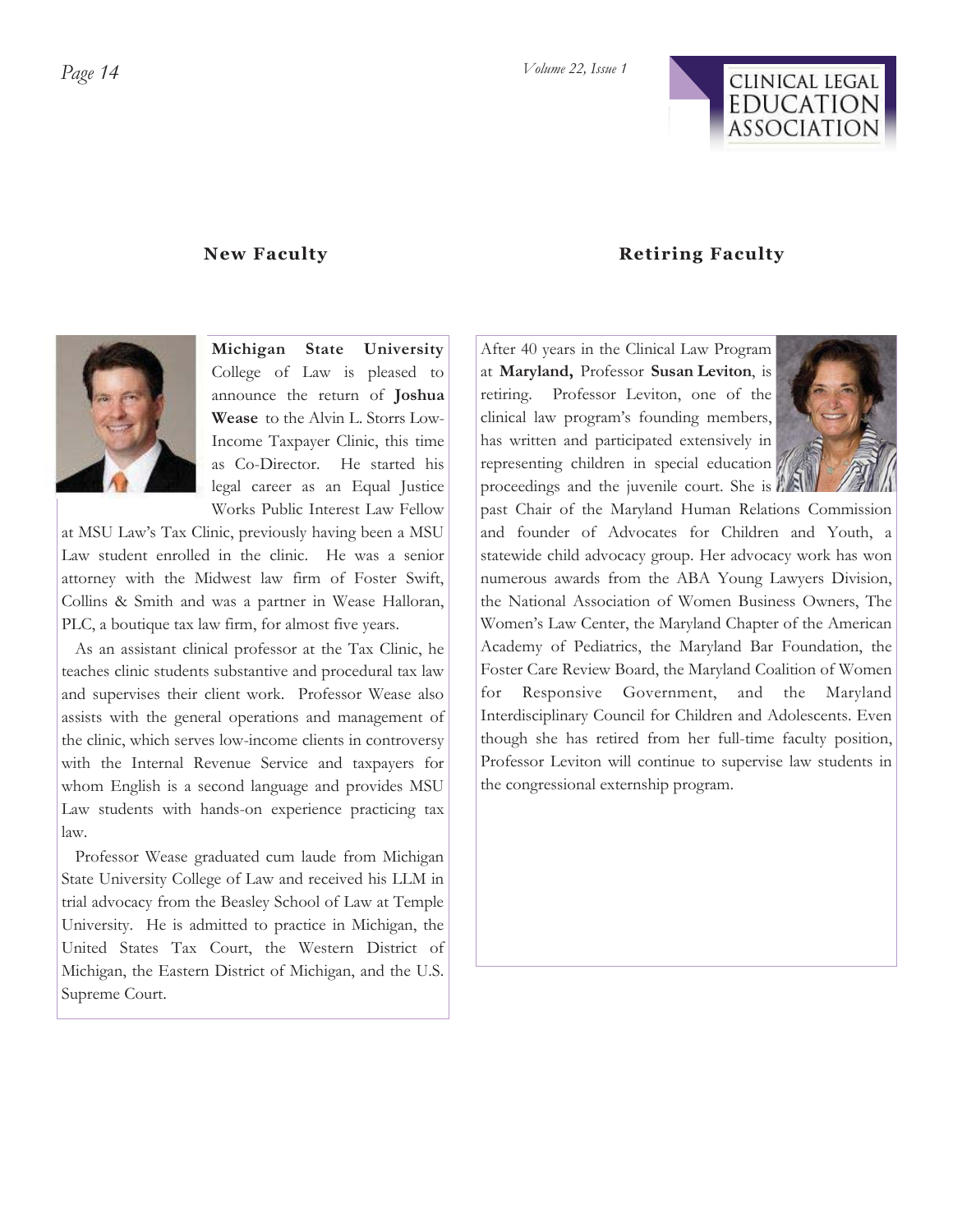## New Faculty

**Michigan State University** College of Law is pleased to announce the return of **Joshua Wease** to the Alvin L. Storrs Low-Income Taxpayer Clinic, this time as Co-Director. He started his legal career as an Equal Justice Works Public Interest Law Fellow at MSU Law's Tax Clinic, previously having been a MSU Law student enrolled in the clinic. He was a senior attorney with the Midwest law firm of Foster Swift, Collins & Smith and was a partner in Wease Halloran, PLC, a boutique tax law firm, for almost five years.

As an assistant clinical professor at the Tax Clinic, he teaches clinic students substantive and procedural tax law and supervises their client work. Professor Wease also assists with the general operations and management of the clinic, which serves low-income clients in controversy with the Internal Revenue Service and taxpayers for whom English is a second language and provides MSU Law students with hands-on experience practicing tax law.

Professor Wease graduated cum laude from Michigan State University College of Law and received his LLM in trial advocacy from the Beasley School of Law at Temple University. He is admitted to practice in Michigan, the United States Tax Court, the Western District of Michigan, the Eastern District of Michigan, and the U.S. Supreme Court.

## Retiring Faculty

After 40 years in the Clinical Law Program at **Maryland,** Professor **Susan Leviton**, is retiring. Professor Leviton, one of the clinical law program's founding members, has written and participated extensively in representing children in special education proceedings and the juvenile court. She is past Chair of the Maryland Human Relations Commission and founder of Advocates for Children and Youth, a statewide child advocacy group. Her advocacy work has won numerous awards from the ABA Young Lawyers Division, the National Association of Women Business Owners, The Women's Law Center, the Maryland Chapter of the American Academy of Pediatrics, the Maryland Bar Foundation, the Foster Care Review Board, the Maryland Coalition of Women for Responsive Government, and the Maryland Interdisciplinary Council for Children and Adolescents. Even though she has retired from her full-time faculty position, Professor Leviton will continue to supervise law students in the congressional externship program.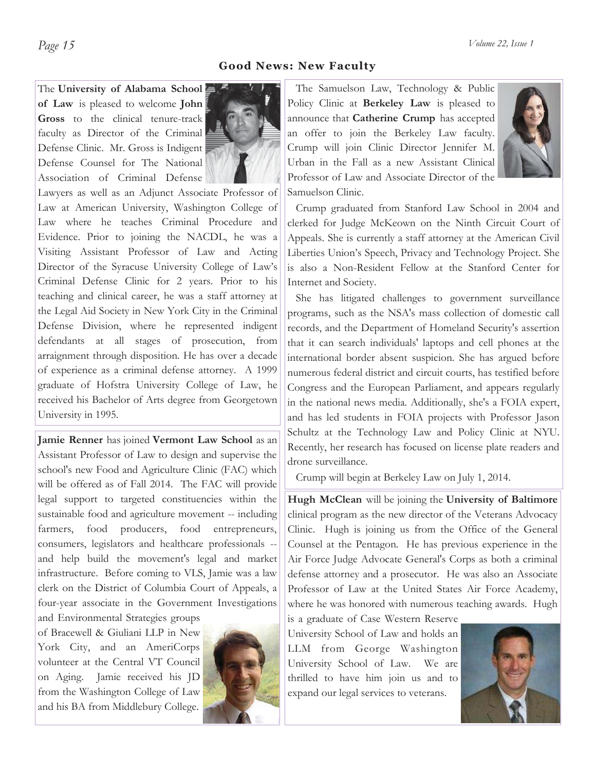## Good News: New Faculty

The **University of Alabama School of Law** is pleased to welcome **John Gross** to the clinical tenure-track faculty as Director of the Criminal Defense Clinic. Mr. Gross is Indigent Defense Counsel for The National Association of Criminal Defense Lawyers as well as an Adjunct Associate Professor of Law at American University, Washington College of Law where he teaches Criminal Procedure and Evidence. Prior to joining the NACDL, he was a Visiting Assistant Professor of Law and Acting Director of the Syracuse University College of Law's Criminal Defense Clinic for 2 years. Prior to his teaching and clinical career, he was a staff attorney at the Legal Aid Society in New York City in the Criminal Defense Division, where he represented indigent defendants at all stages of prosecution, from arraignment through disposition. He has over a decade of experience as a criminal defense attorney. A 1999 graduate of Hofstra University College of Law, he received his Bachelor of Arts degree from Georgetown University in 1995.

**Jamie Renner** has joined **Vermont Law School** as an Assistant Professor of Law to design and supervise the school's new Food and Agriculture Clinic (FAC) which will be offered as of Fall 2014. The FAC will provide legal support to targeted constituencies within the sustainable food and agriculture movement -- including farmers, food producers, food entrepreneurs, consumers, legislators and healthcare professionals -- and help build the movement's legal and market infrastructure. Before coming to VLS, Jamie was a law clerk on the District of Columbia Court of Appeals, a four-year associate in the Government Investigations and Environmental Strategies groups of Bracewell & Giuliani LLP in New York City, and an AmeriCorps volunteer at the Central VT Council on Aging. Jamie received his JD from the Washington College of Law and his BA from Middlebury College.

The Samuelson Law, Technology & Public Policy Clinic at **Berkeley Law** is pleased to announce that **Catherine Crump** has accepted an offer to join the Berkeley Law faculty. Crump will join Clinic Director Jennifer M. Urban in the Fall as a new Assistant Clinical Professor of Law and Associate Director of the Samuelson Clinic.

Crump graduated from Stanford Law School in 2004 and clerked for Judge McKeown on the Ninth Circuit Court of Appeals. She is currently a staff attorney at the American Civil Liberties Union's Speech, Privacy and Technology Project. She is also a Non-Resident Fellow at the Stanford Center for Internet and Society.

She has litigated challenges to government surveillance programs, such as the NSA's mass collection of domestic call records, and the Department of Homeland Security's assertion that it can search individuals' laptops and cell phones at the international border absent suspicion. She has argued before numerous federal district and circuit courts, has testified before Congress and the European Parliament, and appears regularly in the national news media. Additionally, she's a FOIA expert, and has led students in FOIA projects with Professor Jason Schultz at the Technology Law and Policy Clinic at NYU. Recently, her research has focused on license plate readers and drone surveillance.

Crump will begin at Berkeley Law on July 1, 2014.

**Hugh McClean** will be joining the **University of Baltimore** clinical program as the new director of the Veterans Advocacy Clinic. Hugh is joining us from the Office of the General Counsel at the Pentagon. He has previous experience in the Air Force Judge Advocate General's Corps as both a criminal defense attorney and a prosecutor. He was also an Associate Professor of Law at the United States Air Force Academy, where he was honored with numerous teaching awards. Hugh is a graduate of Case Western Reserve University School of Law and holds an LLM from George Washington University School of Law. We are thrilled to have him join us and to expand our legal services to veterans.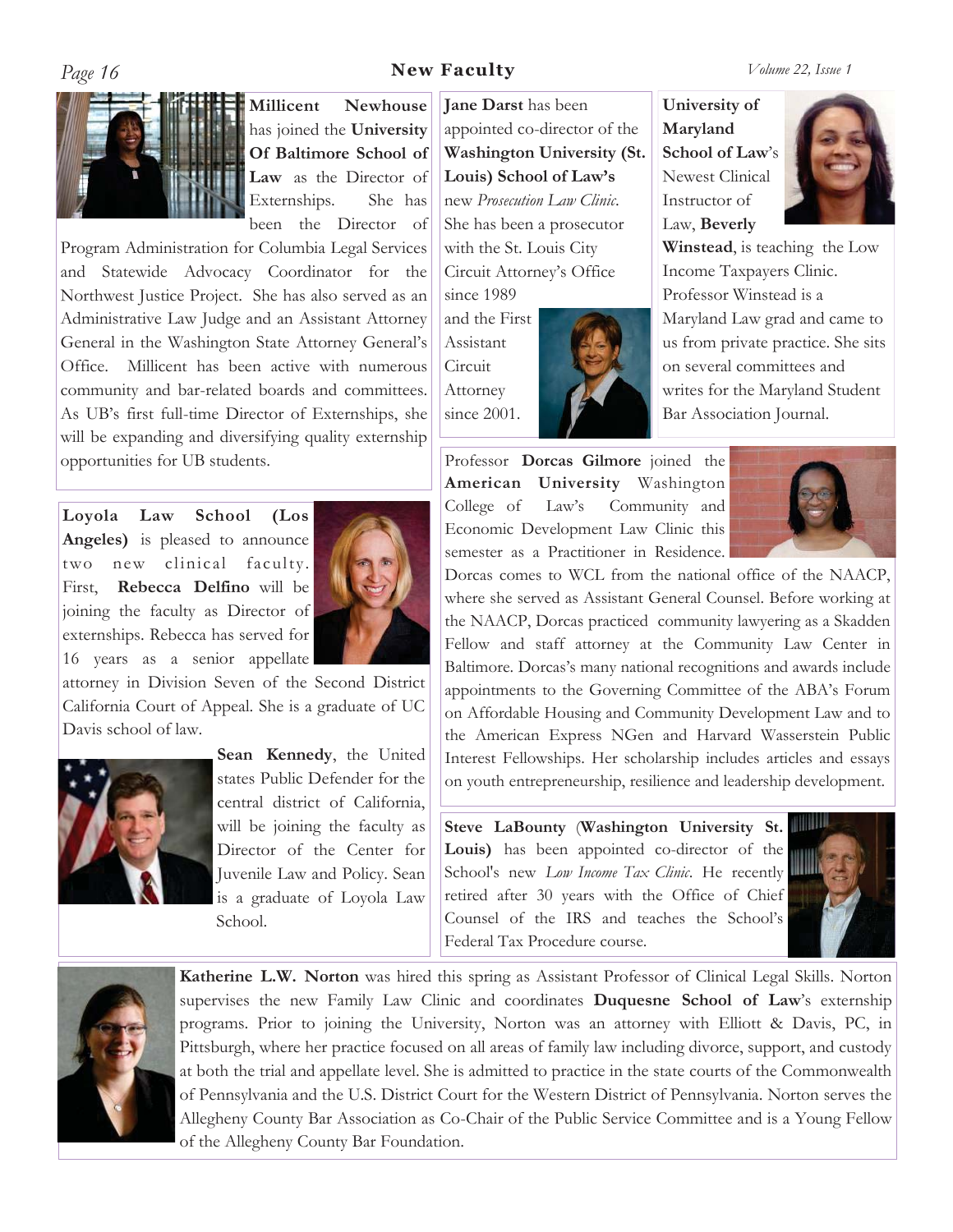## New Faculty

**Millicent Newhouse** has joined the **University Of Baltimore School of Law** as the Director of Externships. She has been the Director of Program Administration for Columbia Legal Services and Statewide Advocacy Coordinator for the Northwest Justice Project. She has also served as an Administrative Law Judge and an Assistant Attorney General in the Washington State Attorney General's Office. Millicent has been active with numerous community and bar-related boards and committees. As UB's first full-time Director of Externships, she will be expanding and diversifying quality externship opportunities for UB students.

**Loyola Law School (Los Angeles)** is pleased to announce two new clinical faculty. First, **Rebecca Delfino** will be joining the faculty as Director of externships. Rebecca has served for 16 years as a senior appellate attorney in Division Seven of the Second District California Court of Appeal. She is a graduate of UC Davis school of law.

**Sean Kennedy**, the United states Public Defender for the central district of California, will be joining the faculty as Director of the Center for Juvenile Law and Policy. Sean is a graduate of Loyola Law School.

**Jane Darst** has been appointed co-director of the **Washington University (St. Louis) School of Law's** new *Prosecution Law Clinic*. She has been a prosecutor with the St. Louis City Circuit Attorney's Office since 1989 and the First Assistant Circuit Attorney since 2001.

**University of Maryland School of Law**'s Newest Clinical Instructor of Law, **Beverly Winstead**, is teaching the Low Income Taxpayers Clinic. Professor Winstead is a Maryland Law grad and came to us from private practice. She sits on several committees and writes for the Maryland Student Bar Association Journal.

Professor **Dorcas Gilmore** joined the **American University** Washington College of Law's Community and Economic Development Law Clinic this semester as a Practitioner in Residence. Dorcas comes to WCL from the national office of the NAACP, where she served as Assistant General Counsel. Before working at the NAACP, Dorcas practiced community lawyering as a Skadden Fellow and staff attorney at the Community Law Center in Baltimore. Dorcas's many national recognitions and awards include appointments to the Governing Committee of the ABA's Forum on Affordable Housing and Community Development Law and to the American Express NGen and Harvard Wasserstein Public Interest Fellowships. Her scholarship includes articles and essays on youth entrepreneurship, resilience and leadership development.

**Steve LaBounty** (**Washington University St. Louis)** has been appointed co-director of the School's new *Low Income Tax Clinic*. He recently retired after 30 years with the Office of Chief Counsel of the IRS and teaches the School's Federal Tax Procedure course.

**Katherine L.W. Norton** was hired this spring as Assistant Professor of Clinical Legal Skills. Norton supervises the new Family Law Clinic and coordinates **Duquesne School of Law**'s externship programs. Prior to joining the University, Norton was an attorney with Elliott & Davis, PC, in Pittsburgh, where her practice focused on all areas of family law including divorce, support, and custody at both the trial and appellate level. She is admitted to practice in the state courts of the Commonwealth of Pennsylvania and the U.S. District Court for the Western District of Pennsylvania. Norton serves the Allegheny County Bar Association as Co-Chair of the Public Service Committee and is a Young Fellow of the Allegheny County Bar Foundation.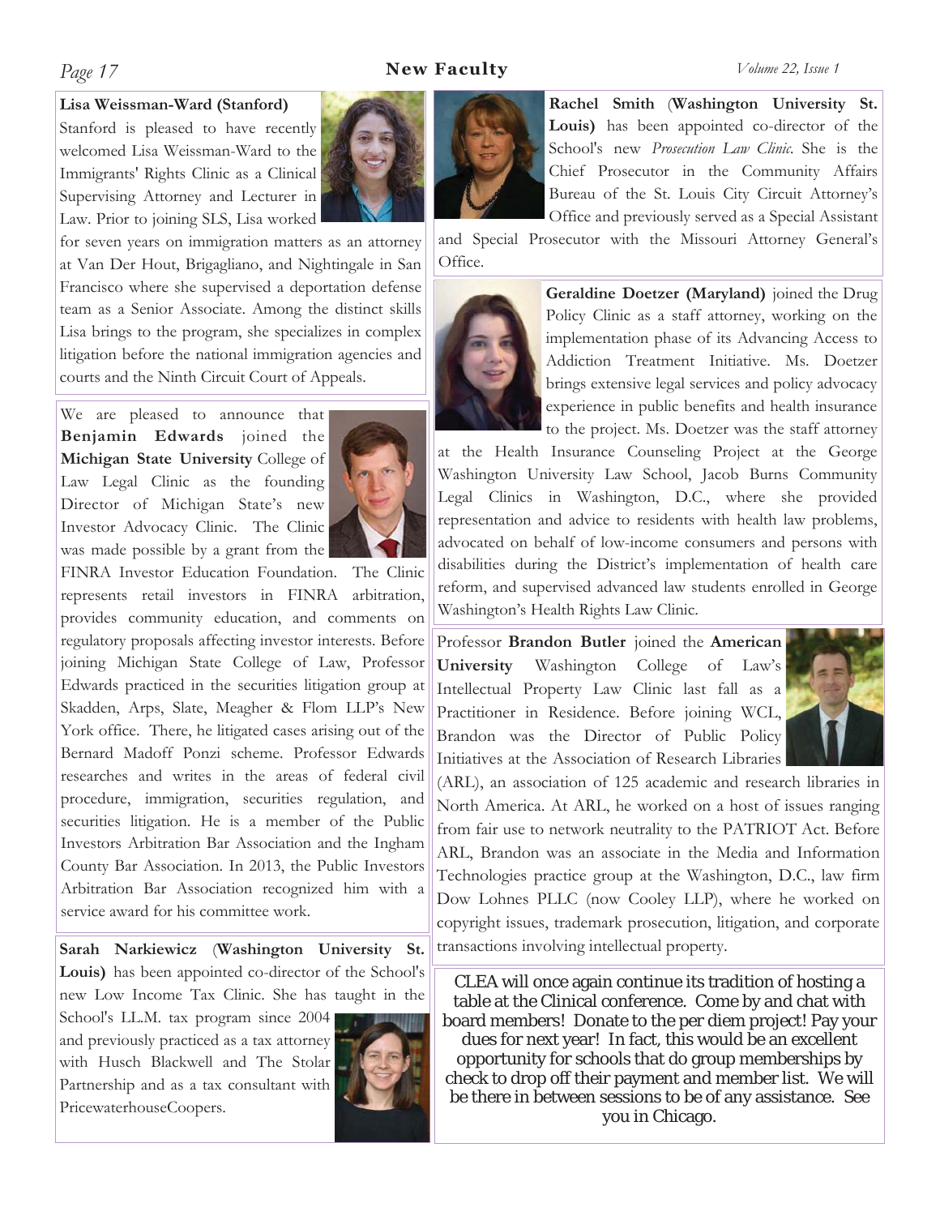**Lisa Weissman-Ward (Stanford)**

Stanford is pleased to have recently welcomed Lisa Weissman-Ward to the Immigrants' Rights Clinic as a Clinical Supervising Attorney and Lecturer in Law. Prior to joining SLS, Lisa worked for seven years on immigration matters as an attorney at Van Der Hout, Brigagliano, and Nightingale in San Francisco where she supervised a deportation defense team as a Senior Associate. Among the distinct skills Lisa brings to the program, she specializes in complex litigation before the national immigration agencies and courts and the Ninth Circuit Court of Appeals.

We are pleased to announce that **Benjamin Edwards** joined the **Michigan State University** College of Law Legal Clinic as the founding Director of Michigan State's new Investor Advocacy Clinic. The Clinic was made possible by a grant from the FINRA Investor Education Foundation. The Clinic represents retail investors in FINRA arbitration, provides community education, and comments on regulatory proposals affecting investor interests. Before joining Michigan State College of Law, Professor Edwards practiced in the securities litigation group at Skadden, Arps, Slate, Meagher & Flom LLP's New York office. There, he litigated cases arising out of the Bernard Madoff Ponzi scheme. Professor Edwards researches and writes in the areas of federal civil procedure, immigration, securities regulation, and securities litigation. He is a member of the Public Investors Arbitration Bar Association and the Ingham County Bar Association. In 2013, the Public Investors Arbitration Bar Association recognized him with a service award for his committee work.

**Sarah Narkiewicz** (**Washington University St. Louis)** has been appointed co-director of the School's new Low Income Tax Clinic. She has taught in the School's LL.M. tax program since 2004 and previously practiced as a tax attorney with Husch Blackwell and The Stolar Partnership and as a tax consultant with PricewaterhouseCoopers.

**Rachel Smith** (**Washington University St. Louis)** has been appointed co-director of the School's new *Prosecution Law Clinic*. She is the Chief Prosecutor in the Community Affairs Bureau of the St. Louis City Circuit Attorney's Office and previously served as a Special Assistant and Special Prosecutor with the Missouri Attorney General's Office.

**Geraldine Doetzer (Maryland)** joined the Drug Policy Clinic as a staff attorney, working on the implementation phase of its Advancing Access to Addiction Treatment Initiative. Ms. Doetzer brings extensive legal services and policy advocacy experience in public benefits and health insurance to the project. Ms. Doetzer was the staff attorney at the Health Insurance Counseling Project at the George Washington University Law School, Jacob Burns Community Legal Clinics in Washington, D.C., where she provided representation and advice to residents with health law problems, advocated on behalf of low-income consumers and persons with disabilities during the District's implementation of health care reform, and supervised advanced law students enrolled in George Washington's Health Rights Law Clinic.

Professor **Brandon Butler** joined the **American University** Washington College of Law's Intellectual Property Law Clinic last fall as a Practitioner in Residence. Before joining WCL, Brandon was the Director of Public Policy Initiatives at the Association of Research Libraries (ARL), an association of 125 academic and research libraries in North America. At ARL, he worked on a host of issues ranging from fair use to network neutrality to the PATRIOT Act. Before ARL, Brandon was an associate in the Media and Information Technologies practice group at the Washington, D.C., law firm Dow Lohnes PLLC (now Cooley LLP), where he worked on copyright issues, trademark prosecution, litigation, and corporate transactions involving intellectual property.

CLEA will once again continue its tradition of hosting a table at the Clinical conference. Come by and chat with board members! Donate to the per diem project! Pay your dues for next year! In fact, this would be an excellent opportunity for schools that do group memberships by check to drop off their payment and member list. We will be there in between sessions to be of any assistance. See you in Chicago.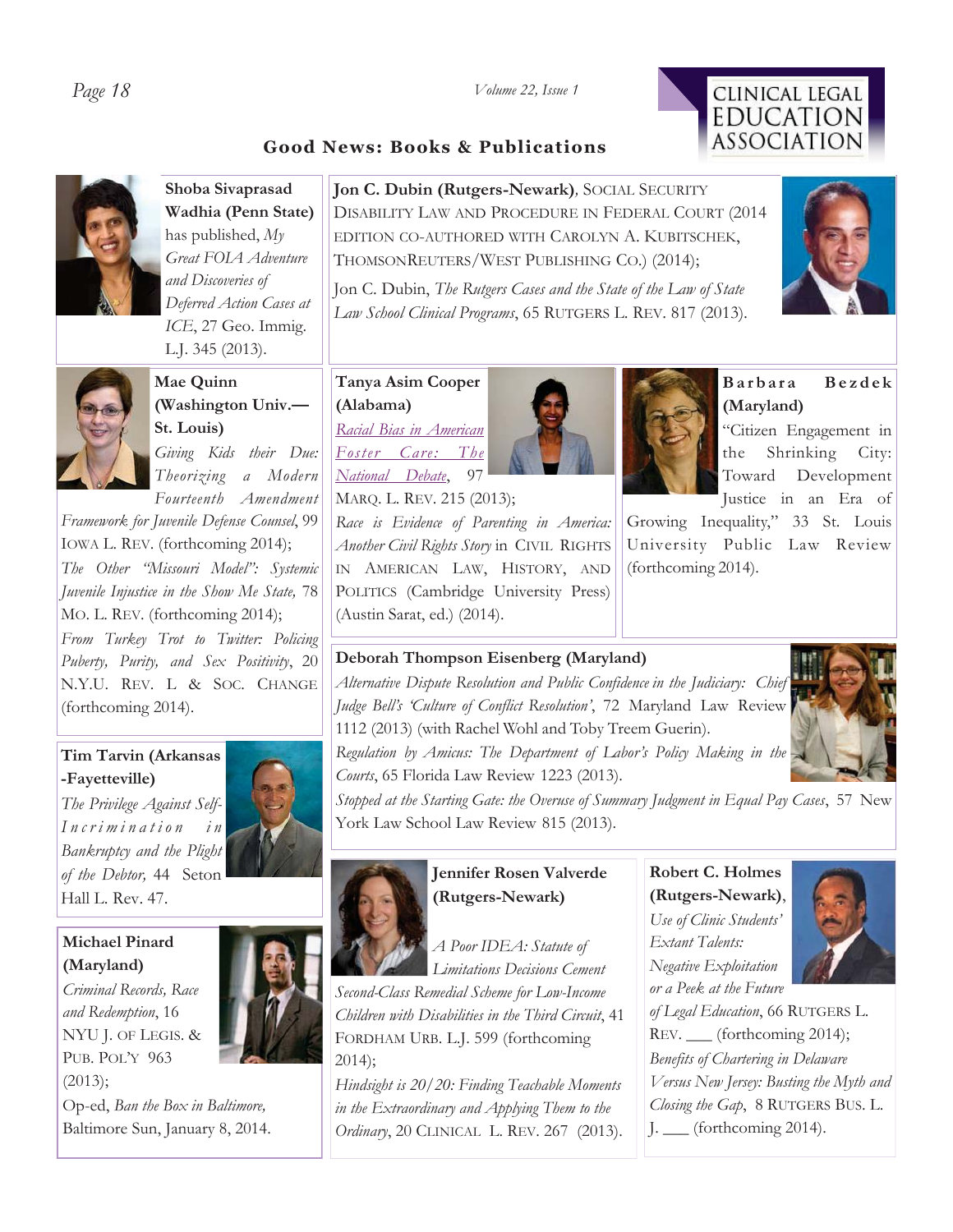## Good News: Books & Publications

**Shoba Sivaprasad Wadhia (Penn State)** has published, *My Great FOIA Adventure and Discoveries of Deferred Action Cases at ICE*, 27 Geo. Immig. L.J. 345 (2013).

**Jon C. Dubin (Rutgers-Newark)**, SOCIAL SECURITY DISABILITY LAW AND PROCEDURE IN FEDERAL COURT (2014 EDITION CO-AUTHORED WITH CAROLYN A. KUBITSCHEK, THOMSONREUTERS/WEST PUBLISHING CO.) (2014);

Jon C. Dubin, *The Rutgers Cases and the State of the Law of State Law School Clinical Programs*, 65 RUTGERS L. REV. 817 (2013).

**Mae Quinn (Washington Univ.—St. Louis)**

*Giving Kids their Due: Theorizing a Modern Fourteenth Amendment Framework for Juvenile Defense Counsel*, 99 IOWA L. REV. (forthcoming 2014);

*The Other "Missouri Model": Systemic Juvenile Injustice in the Show Me State*, 78 MO. L. REV. (forthcoming 2014);

*From Turkey Trot to Twitter: Policing Puberty, Purity, and Sex Positivity*, 20 N.Y.U. REV. L & SOC. CHANGE (forthcoming 2014).

**Tanya Asim Cooper (Alabama)**

*Racial Bias in American Foster Care: The National Debate*, 97 MARQ. L. REV. 215 (2013);

*Race is Evidence of Parenting in America: Another Civil Rights Story* in CIVIL RIGHTS IN AMERICAN LAW, HISTORY, AND POLITICS (Cambridge University Press) (Austin Sarat, ed.) (2014).

**Barbara Bezdek (Maryland)**

"Citizen Engagement in the Shrinking City: Toward Development Justice in an Era of Growing Inequality," 33 St. Louis University Public Law Review (forthcoming 2014).

**Tim Tarvin (Arkansas -Fayetteville)**

*The Privilege Against Self-Incrimination in Bankruptcy and the Plight of the Debtor,* 44 Seton Hall L. Rev. 47.

**Deborah Thompson Eisenberg (Maryland)**

*Alternative Dispute Resolution and Public Confidence in the Judiciary: Chief Judge Bell's 'Culture of Conflict Resolution'*, 72 Maryland Law Review 1112 (2013) (with Rachel Wohl and Toby Treem Guerin).

*Regulation by Amicus: The Department of Labor's Policy Making in the Courts*, 65 Florida Law Review 1223 (2013).

*Stopped at the Starting Gate: the Overuse of Summary Judgment in Equal Pay Cases*, 57 New York Law School Law Review 815 (2013).

**Michael Pinard (Maryland)**

*Criminal Records, Race and Redemption*, 16 NYU J. OF LEGIS. & PUB. POL'Y 963 (2013);

Op-ed, *Ban the Box in Baltimore,* Baltimore Sun, January 8, 2014.

**Jennifer Rosen Valverde (Rutgers-Newark)**

*A Poor IDEA: Statute of Limitations Decisions Cement Second-Class Remedial Scheme for Low-Income Children with Disabilities in the Third Circuit*, 41 FORDHAM URB. L.J. 599 (forthcoming 2014);

*Hindsight is 20/20: Finding Teachable Moments in the Extraordinary and Applying Them to the Ordinary*, 20 CLINICAL L. REV. 267 (2013).

**Robert C. Holmes (Rutgers-Newark)**, *Use of Clinic Students' Extant Talents: Negative Exploitation or a Peek at the Future of Legal Education*, 66 RUTGERS L. REV. ___ (forthcoming 2014);

*Benefits of Chartering in Delaware Versus New Jersey: Busting the Myth and Closing the Gap*, 8 RUTGERS BUS. L. J. ___ (forthcoming 2014).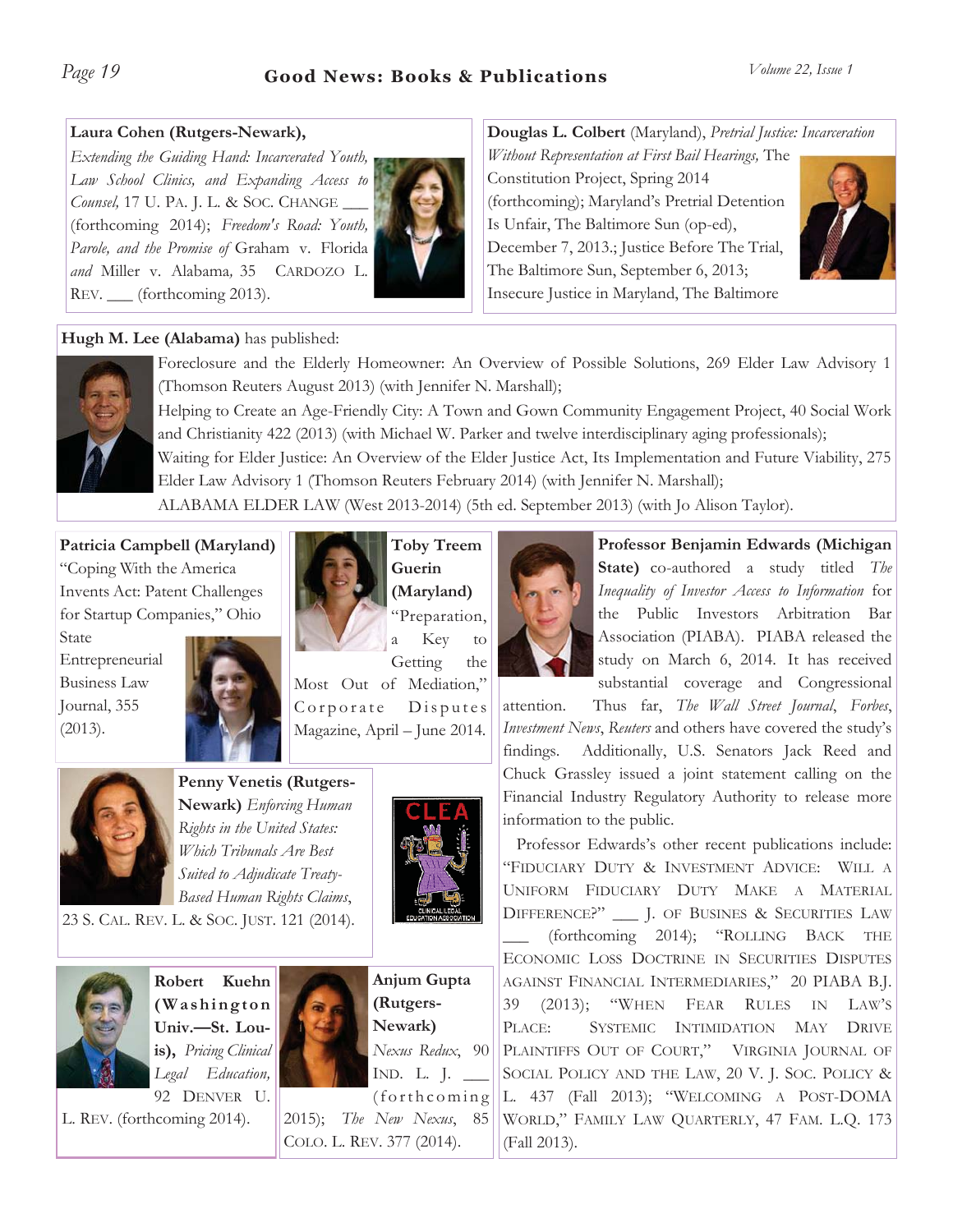# Good News: Books & Publications

**Laura Cohen (Rutgers-Newark),** *Extending the Guiding Hand: Incarcerated Youth, Law School Clinics, and Expanding Access to Counsel,* 17 U. PA. J. L. & SOC. CHANGE ___ (forthcoming 2014); *Freedom's Road: Youth, Parole, and the Promise of* Graham v. Florida *and* Miller v. Alabama*,* 35 CARDOZO L. REV. ___ (forthcoming 2013).

**Douglas L. Colbert** (Maryland), *Pretrial Justice: Incarceration Without Representation at First Bail Hearings,* The Constitution Project, Spring 2014 (forthcoming); Maryland's Pretrial Detention Is Unfair, The Baltimore Sun (op-ed), December 7, 2013.; Justice Before The Trial, The Baltimore Sun, September 6, 2013; Insecure Justice in Maryland, The Baltimore

**Hugh M. Lee (Alabama)** has published:

Foreclosure and the Elderly Homeowner: An Overview of Possible Solutions, 269 Elder Law Advisory 1 (Thomson Reuters August 2013) (with Jennifer N. Marshall);

Helping to Create an Age-Friendly City: A Town and Gown Community Engagement Project, 40 Social Work and Christianity 422 (2013) (with Michael W. Parker and twelve interdisciplinary aging professionals);

Waiting for Elder Justice: An Overview of the Elder Justice Act, Its Implementation and Future Viability, 275 Elder Law Advisory 1 (Thomson Reuters February 2014) (with Jennifer N. Marshall);

ALABAMA ELDER LAW (West 2013-2014) (5th ed. September 2013) (with Jo Alison Taylor).

**Patricia Campbell (Maryland)** "Coping With the America Invents Act: Patent Challenges for Startup Companies," Ohio State Entrepreneurial Business Law Journal, 355 (2013).

**Toby Treem Guerin (Maryland)** "Preparation, a Key to Getting the Most Out of Mediation," Corporate Disputes Magazine, April – June 2014.

**Professor Benjamin Edwards (Michigan State)** co-authored a study titled *The Inequality of Investor Access to Information* for the Public Investors Arbitration Bar Association (PIABA). PIABA released the study on March 6, 2014. It has received substantial coverage and Congressional attention. Thus far, *The Wall Street Journal*, *Forbes*, *Investment News*, *Reuters* and others have covered the study's findings. Additionally, U.S. Senators Jack Reed and Chuck Grassley issued a joint statement calling on the Financial Industry Regulatory Authority to release more information to the public.

Professor Edwards's other recent publications include: "FIDUCIARY DUTY & INVESTMENT ADVICE: WILL A UNIFORM FIDUCIARY DUTY MAKE A MATERIAL DIFFERENCE?" ___ J. OF BUSINES & SECURITIES LAW ___ (forthcoming 2014); "ROLLING BACK THE ECONOMIC LOSS DOCTRINE IN SECURITIES DISPUTES AGAINST FINANCIAL INTERMEDIARIES," 20 PIABA B.J. 39 (2013); "WHEN FEAR RULES IN LAW'S PLACE: SYSTEMIC INTIMIDATION MAY DRIVE PLAINTIFFS OUT OF COURT," VIRGINIA JOURNAL OF SOCIAL POLICY AND THE LAW, 20 V. J. SOC. POLICY & L. 437 (Fall 2013); "WELCOMING A POST-DOMA WORLD," FAMILY LAW QUARTERLY, 47 FAM. L.Q. 173 (Fall 2013).

**Penny Venetis (Rutgers-Newark)** *Enforcing Human Rights in the United States: Which Tribunals Are Best Suited to Adjudicate Treaty-Based Human Rights Claims*, 23 S. CAL. REV. L. & SOC. JUST. 121 (2014).

**Robert Kuehn (Washington Univ.—St. Louis),** *Pricing Clinical Legal Education,* 92 DENVER U. L. REV. (forthcoming 2014).

**Anjum Gupta (Rutgers-Newark)** *Nexus Redux*, 90 IND. L. J. ___ (forthcoming 2015); *The New Nexus*, 85 COLO. L. REV. 377 (2014).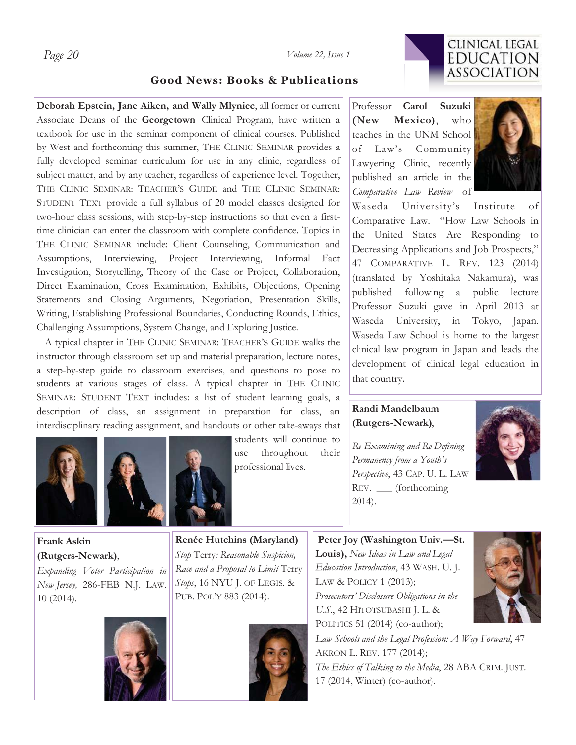## Good News: Books & Publications

**Deborah Epstein, Jane Aiken, and Wally Mlyniec**, all former or current Associate Deans of the **Georgetown** Clinical Program, have written a textbook for use in the seminar component of clinical courses. Published by West and forthcoming this summer, THE CLINIC SEMINAR provides a fully developed seminar curriculum for use in any clinic, regardless of subject matter, and by any teacher, regardless of experience level. Together, THE CLINIC SEMINAR: TEACHER'S GUIDE and THE CLINIC SEMINAR: STUDENT TEXT provide a full syllabus of 20 model classes designed for two-hour class sessions, with step-by-step instructions so that even a first-time clinician can enter the classroom with complete confidence. Topics in THE CLINIC SEMINAR include: Client Counseling, Communication and Assumptions, Interviewing, Project Interviewing, Informal Fact Investigation, Storytelling, Theory of the Case or Project, Collaboration, Direct Examination, Cross Examination, Exhibits, Objections, Opening Statements and Closing Arguments, Negotiation, Presentation Skills, Writing, Establishing Professional Boundaries, Conducting Rounds, Ethics, Challenging Assumptions, System Change, and Exploring Justice.

A typical chapter in THE CLINIC SEMINAR: TEACHER'S GUIDE walks the instructor through classroom set up and material preparation, lecture notes, a step-by-step guide to classroom exercises, and questions to pose to students at various stages of class. A typical chapter in THE CLINIC SEMINAR: STUDENT TEXT includes: a list of student learning goals, a description of class, an assignment in preparation for class, an interdisciplinary reading assignment, and handouts or other take-aways that students will continue to use throughout their professional lives.

Professor **Carol Suzuki (New Mexico)**, who teaches in the UNM School of Law's Community Lawyering Clinic, recently published an article in the *Comparative Law Review* of Waseda University's Institute of Comparative Law. "How Law Schools in the United States Are Responding to Decreasing Applications and Job Prospects," 47 COMPARATIVE L. REV. 123 (2014) (translated by Yoshitaka Nakamura), was published following a public lecture Professor Suzuki gave in April 2013 at Waseda University, in Tokyo, Japan. Waseda Law School is home to the largest clinical law program in Japan and leads the development of clinical legal education in that country.

**Randi Mandelbaum (Rutgers-Newark)**,

*Re-Examining and Re-Defining Permanency from a Youth's Perspective*, 43 CAP. U. L. LAW REV. ___ (forthcoming 2014).

**Frank Askin (Rutgers-Newark)**, *Expanding Voter Participation in New Jersey,* 286-FEB N.J. LAW. 10 (2014).

**Renée Hutchins (Maryland)** *Stop* Terry*: Reasonable Suspicion, Race and a Proposal to Limit* Terry *Stops*, 16 NYU J. OF LEGIS. & PUB. POL'Y 883 (2014).

**Peter Joy (Washington Univ.—St. Louis),** *New Ideas in Law and Legal Education Introduction*, 43 WASH. U. J. LAW & POLICY 1 (2013);
*Prosecutors' Disclosure Obligations in the U.S.*, 42 HITOTSUBASHI J. L. & POLITICS 51 (2014) (co-author);
*Law Schools and the Legal Profession: A Way Forward*, 47 AKRON L. REV. 177 (2014);
*The Ethics of Talking to the Media*, 28 ABA CRIM. JUST. 17 (2014, Winter) (co-author).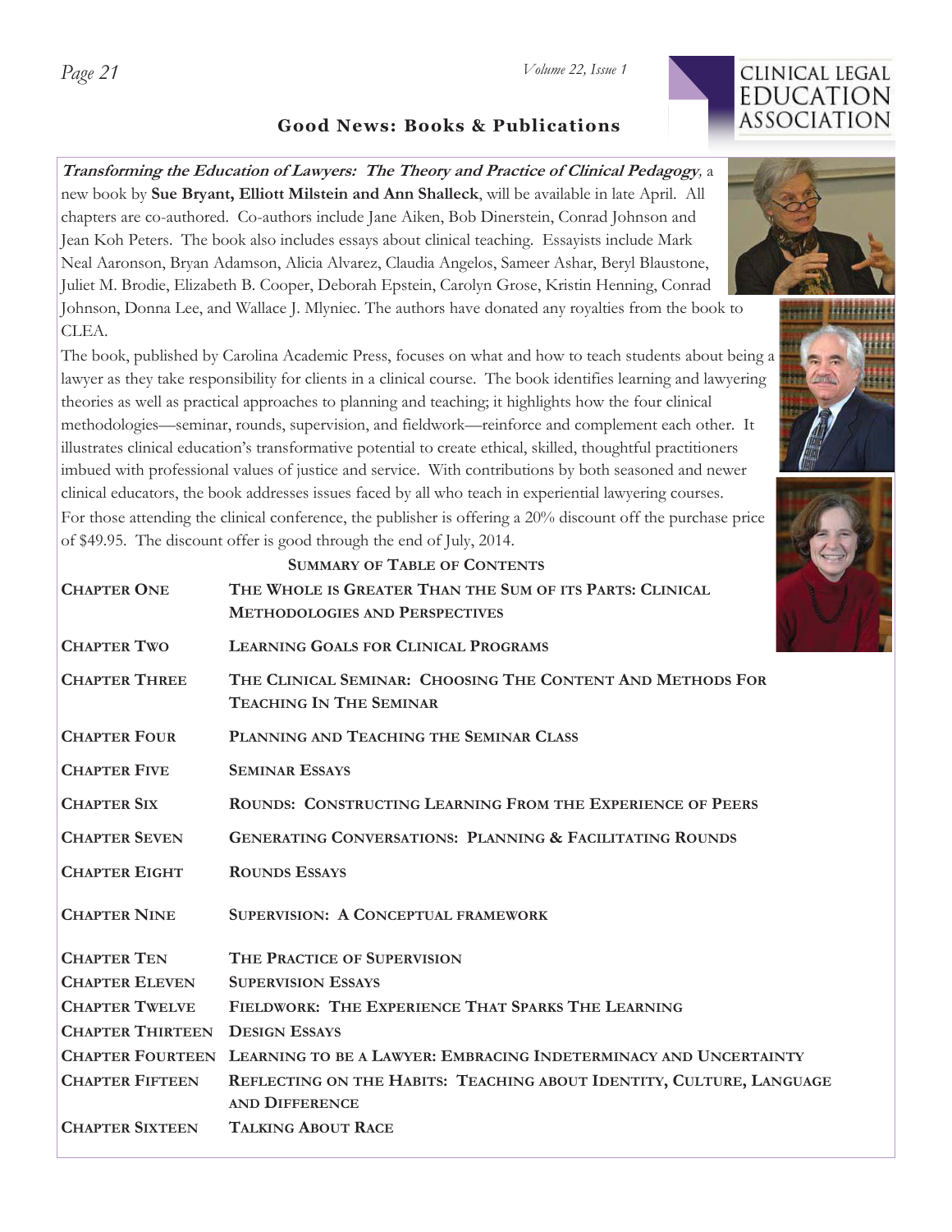## Good News: Books & Publications

***Transforming the Education of Lawyers: The Theory and Practice of Clinical Pedagogy***, a new book by **Sue Bryant, Elliott Milstein and Ann Shalleck**, will be available in late April. All chapters are co-authored. Co-authors include Jane Aiken, Bob Dinerstein, Conrad Johnson and Jean Koh Peters. The book also includes essays about clinical teaching. Essayists include Mark Neal Aaronson, Bryan Adamson, Alicia Alvarez, Claudia Angelos, Sameer Ashar, Beryl Blaustone, Juliet M. Brodie, Elizabeth B. Cooper, Deborah Epstein, Carolyn Grose, Kristin Henning, Conrad Johnson, Donna Lee, and Wallace J. Mlyniec. The authors have donated any royalties from the book to CLEA.

The book, published by Carolina Academic Press, focuses on what and how to teach students about being a lawyer as they take responsibility for clients in a clinical course. The book identifies learning and lawyering theories as well as practical approaches to planning and teaching; it highlights how the four clinical methodologies—seminar, rounds, supervision, and fieldwork—reinforce and complement each other. It illustrates clinical education's transformative potential to create ethical, skilled, thoughtful practitioners imbued with professional values of justice and service. With contributions by both seasoned and newer clinical educators, the book addresses issues faced by all who teach in experiential lawyering courses.

For those attending the clinical conference, the publisher is offering a 20% discount off the purchase price of $49.95. The discount offer is good through the end of July, 2014.

### Summary of Table of Contents

| | |
|---|---|
| Chapter One | The Whole is Greater Than the Sum of its Parts: Clinical Methodologies and Perspectives |
| Chapter Two | Learning Goals for Clinical Programs |
| Chapter Three | The Clinical Seminar: Choosing The Content And Methods For Teaching In The Seminar |
| Chapter Four | Planning and Teaching the Seminar Class |
| Chapter Five | Seminar Essays |
| Chapter Six | Rounds: Constructing Learning From the Experience of Peers |
| Chapter Seven | Generating Conversations: Planning & Facilitating Rounds |
| Chapter Eight | Rounds Essays |
| Chapter Nine | Supervision: A Conceptual framework |
| Chapter Ten | The Practice of Supervision |
| Chapter Eleven | Supervision Essays |
| Chapter Twelve | Fieldwork: The Experience That Sparks The Learning |
| Chapter Thirteen | Design Essays |
| Chapter Fourteen | Learning to be a Lawyer: Embracing Indeterminacy and Uncertainty |
| Chapter Fifteen | Reflecting on the Habits: Teaching about Identity, Culture, Language and Difference |
| Chapter Sixteen | Talking About Race |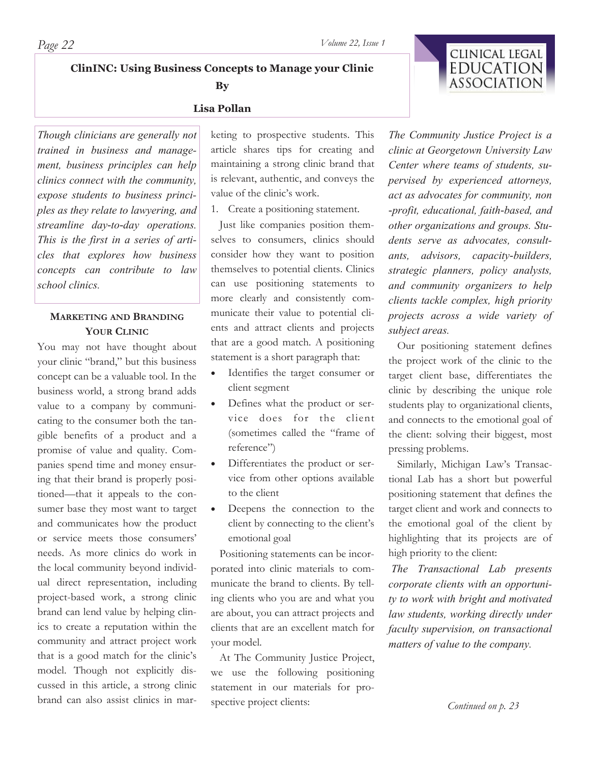## ClinINC: Using Business Concepts to Manage your Clinic

**By**

**Lisa Pollan**

*Though clinicians are generally not trained in business and management, business principles can help clinics connect with the community, expose students to business principles as they relate to lawyering, and streamline day-to-day operations. This is the first in a series of articles that explores how business concepts can contribute to law school clinics.*

### Marketing and Branding Your Clinic

You may not have thought about your clinic "brand," but this business concept can be a valuable tool. In the business world, a strong brand adds value to a company by communicating to the consumer both the tangible benefits of a product and a promise of value and quality. Companies spend time and money ensuring that their brand is properly positioned—that it appeals to the consumer base they most want to target and communicates how the product or service meets those consumers' needs. As more clinics do work in the local community beyond individual direct representation, including project-based work, a strong clinic brand can lend value by helping clinics to create a reputation within the community and attract project work that is a good match for the clinic's model. Though not explicitly discussed in this article, a strong clinic brand can also assist clinics in marketing to prospective students. This article shares tips for creating and maintaining a strong clinic brand that is relevant, authentic, and conveys the value of the clinic's work.

1. Create a positioning statement.

Just like companies position themselves to consumers, clinics should consider how they want to position themselves to potential clients. Clinics can use positioning statements to more clearly and consistently communicate their value to potential clients and attract clients and projects that are a good match. A positioning statement is a short paragraph that:

- Identifies the target consumer or client segment
- Defines what the product or service does for the client (sometimes called the "frame of reference")
- Differentiates the product or service from other options available to the client
- Deepens the connection to the client by connecting to the client's emotional goal

Positioning statements can be incorporated into clinic materials to communicate the brand to clients. By telling clients who you are and what you are about, you can attract projects and clients that are an excellent match for your model.

At The Community Justice Project, we use the following positioning statement in our materials for prospective project clients:

*The Community Justice Project is a clinic at Georgetown University Law Center where teams of students, supervised by experienced attorneys, act as advocates for community, non-profit, educational, faith-based, and other organizations and groups. Students serve as advocates, consultants, advisors, capacity-builders, strategic planners, policy analysts, and community organizers to help clients tackle complex, high priority projects across a wide variety of subject areas.*

Our positioning statement defines the project work of the clinic to the target client base, differentiates the clinic by describing the unique role students play to organizational clients, and connects to the emotional goal of the client: solving their biggest, most pressing problems.

Similarly, Michigan Law's Transactional Lab has a short but powerful positioning statement that defines the target client and work and connects to the emotional goal of the client by highlighting that its projects are of high priority to the client:

*The Transactional Lab presents corporate clients with an opportunity to work with bright and motivated law students, working directly under faculty supervision, on transactional matters of value to the company.*

*Continued on p. 23*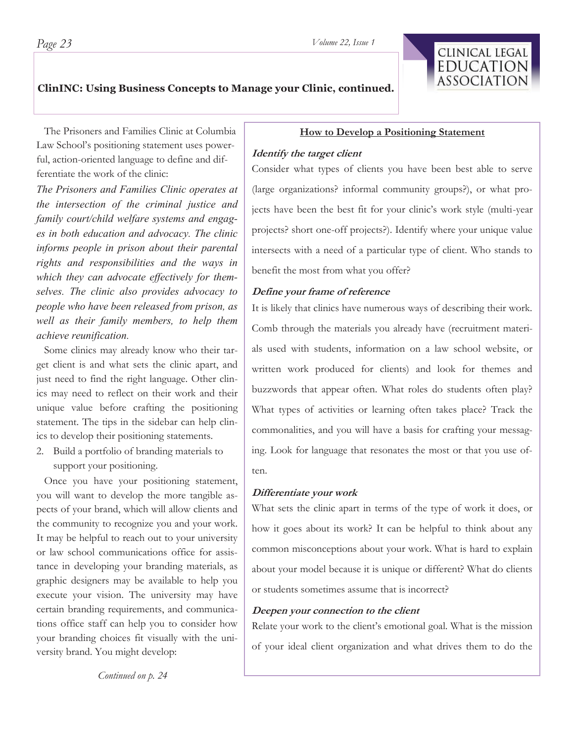## ClinINC: Using Business Concepts to Manage your Clinic, continued.

The Prisoners and Families Clinic at Columbia Law School's positioning statement uses powerful, action-oriented language to define and differentiate the work of the clinic:

*The Prisoners and Families Clinic operates at the intersection of the criminal justice and family court/child welfare systems and engages in both education and advocacy. The clinic informs people in prison about their parental rights and responsibilities and the ways in which they can advocate effectively for themselves. The clinic also provides advocacy to people who have been released from prison, as well as their family members, to help them achieve reunification.*

Some clinics may already know who their target client is and what sets the clinic apart, and just need to find the right language. Other clinics may need to reflect on their work and their unique value before crafting the positioning statement. The tips in the sidebar can help clinics to develop their positioning statements.

2. Build a portfolio of branding materials to support your positioning.

Once you have your positioning statement, you will want to develop the more tangible aspects of your brand, which will allow clients and the community to recognize you and your work. It may be helpful to reach out to your university or law school communications office for assistance in developing your branding materials, as graphic designers may be available to help you execute your vision. The university may have certain branding requirements, and communications office staff can help you to consider how your branding choices fit visually with the university brand. You might develop:

*Continued on p. 24*

### How to Develop a Positioning Statement

***Identify the target client***

Consider what types of clients you have been best able to serve (large organizations? informal community groups?), or what projects have been the best fit for your clinic's work style (multi-year projects? short one-off projects?). Identify where your unique value intersects with a need of a particular type of client. Who stands to benefit the most from what you offer?

***Define your frame of reference***

It is likely that clinics have numerous ways of describing their work. Comb through the materials you already have (recruitment materials used with students, information on a law school website, or written work produced for clients) and look for themes and buzzwords that appear often. What roles do students often play? What types of activities or learning often takes place? Track the commonalities, and you will have a basis for crafting your messaging. Look for language that resonates the most or that you use often.

***Differentiate your work***

What sets the clinic apart in terms of the type of work it does, or how it goes about its work? It can be helpful to think about any common misconceptions about your work. What is hard to explain about your model because it is unique or different? What do clients or students sometimes assume that is incorrect?

***Deepen your connection to the client***

Relate your work to the client's emotional goal. What is the mission of your ideal client organization and what drives them to do the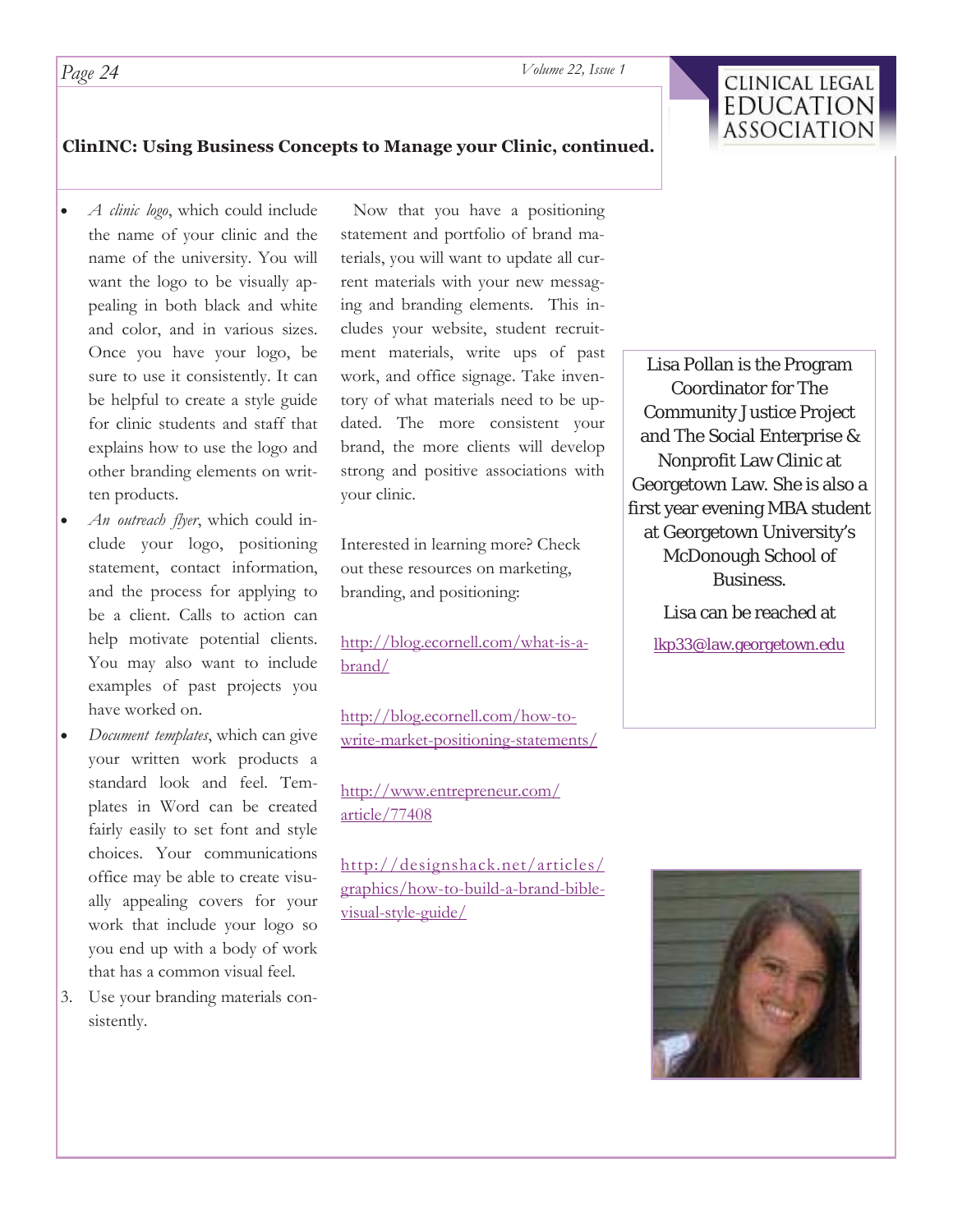## ClinINC: Using Business Concepts to Manage your Clinic, continued.

- *A clinic logo*, which could include the name of your clinic and the name of the university. You will want the logo to be visually appealing in both black and white and color, and in various sizes. Once you have your logo, be sure to use it consistently. It can be helpful to create a style guide for clinic students and staff that explains how to use the logo and other branding elements on written products.
- *An outreach flyer*, which could include your logo, positioning statement, contact information, and the process for applying to be a client. Calls to action can help motivate potential clients. You may also want to include examples of past projects you have worked on.
- *Document templates*, which can give your written work products a standard look and feel. Templates in Word can be created fairly easily to set font and style choices. Your communications office may be able to create visually appealing covers for your work that include your logo so you end up with a body of work that has a common visual feel.

3. Use your branding materials consistently.

Now that you have a positioning statement and portfolio of brand materials, you will want to update all current materials with your new messaging and branding elements. This includes your website, student recruitment materials, write ups of past work, and office signage. Take inventory of what materials need to be updated. The more consistent your brand, the more clients will develop strong and positive associations with your clinic.

Interested in learning more? Check out these resources on marketing, branding, and positioning:

http://blog.ecornell.com/what-is-a-brand/

http://blog.ecornell.com/how-to-write-market-positioning-statements/

http://www.entrepreneur.com/article/77408

http://designshack.net/articles/graphics/how-to-build-a-brand-bible-visual-style-guide/

Lisa Pollan is the Program Coordinator for The Community Justice Project and The Social Enterprise & Nonprofit Law Clinic at Georgetown Law. She is also a first year evening MBA student at Georgetown University's McDonough School of Business.

Lisa can be reached at

lkp33@law.georgetown.edu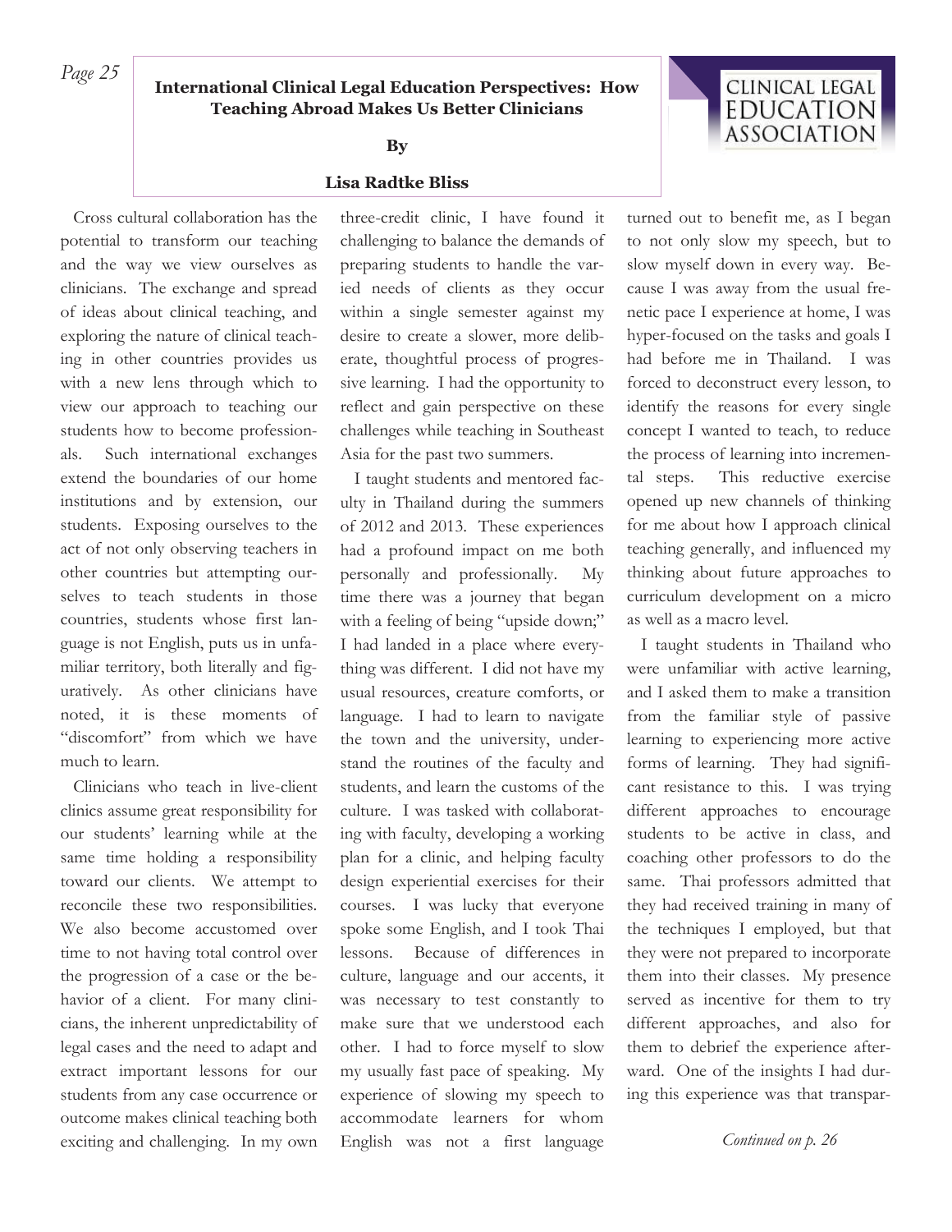## International Clinical Legal Education Perspectives: How Teaching Abroad Makes Us Better Clinicians

**By**

**Lisa Radtke Bliss**

Cross cultural collaboration has the potential to transform our teaching and the way we view ourselves as clinicians. The exchange and spread of ideas about clinical teaching, and exploring the nature of clinical teaching in other countries provides us with a new lens through which to view our approach to teaching our students how to become professionals. Such international exchanges extend the boundaries of our home institutions and by extension, our students. Exposing ourselves to the act of not only observing teachers in other countries but attempting ourselves to teach students in those countries, students whose first language is not English, puts us in unfamiliar territory, both literally and figuratively. As other clinicians have noted, it is these moments of "discomfort" from which we have much to learn.

Clinicians who teach in live-client clinics assume great responsibility for our students' learning while at the same time holding a responsibility toward our clients. We attempt to reconcile these two responsibilities. We also become accustomed over time to not having total control over the progression of a case or the behavior of a client. For many clinicians, the inherent unpredictability of legal cases and the need to adapt and extract important lessons for our students from any case occurrence or outcome makes clinical teaching both exciting and challenging. In my own three-credit clinic, I have found it challenging to balance the demands of preparing students to handle the varied needs of clients as they occur within a single semester against my desire to create a slower, more deliberate, thoughtful process of progressive learning. I had the opportunity to reflect and gain perspective on these challenges while teaching in Southeast Asia for the past two summers.

I taught students and mentored faculty in Thailand during the summers of 2012 and 2013. These experiences had a profound impact on me both personally and professionally. My time there was a journey that began with a feeling of being "upside down;" I had landed in a place where everything was different. I did not have my usual resources, creature comforts, or language. I had to learn to navigate the town and the university, understand the routines of the faculty and students, and learn the customs of the culture. I was tasked with collaborating with faculty, developing a working plan for a clinic, and helping faculty design experiential exercises for their courses. I was lucky that everyone spoke some English, and I took Thai lessons. Because of differences in culture, language and our accents, it was necessary to test constantly to make sure that we understood each other. I had to force myself to slow my usually fast pace of speaking. My experience of slowing my speech to accommodate learners for whom English was not a first language turned out to benefit me, as I began to not only slow my speech, but to slow myself down in every way. Because I was away from the usual frenetic pace I experience at home, I was hyper-focused on the tasks and goals I had before me in Thailand. I was forced to deconstruct every lesson, to identify the reasons for every single concept I wanted to teach, to reduce the process of learning into incremental steps. This reductive exercise opened up new channels of thinking for me about how I approach clinical teaching generally, and influenced my thinking about future approaches to curriculum development on a micro as well as a macro level.

I taught students in Thailand who were unfamiliar with active learning, and I asked them to make a transition from the familiar style of passive learning to experiencing more active forms of learning. They had significant resistance to this. I was trying different approaches to encourage students to be active in class, and coaching other professors to do the same. Thai professors admitted that they had received training in many of the techniques I employed, but that they were not prepared to incorporate them into their classes. My presence served as incentive for them to try different approaches, and also for them to debrief the experience afterward. One of the insights I had during this experience was that transpar-

*Continued on p. 26*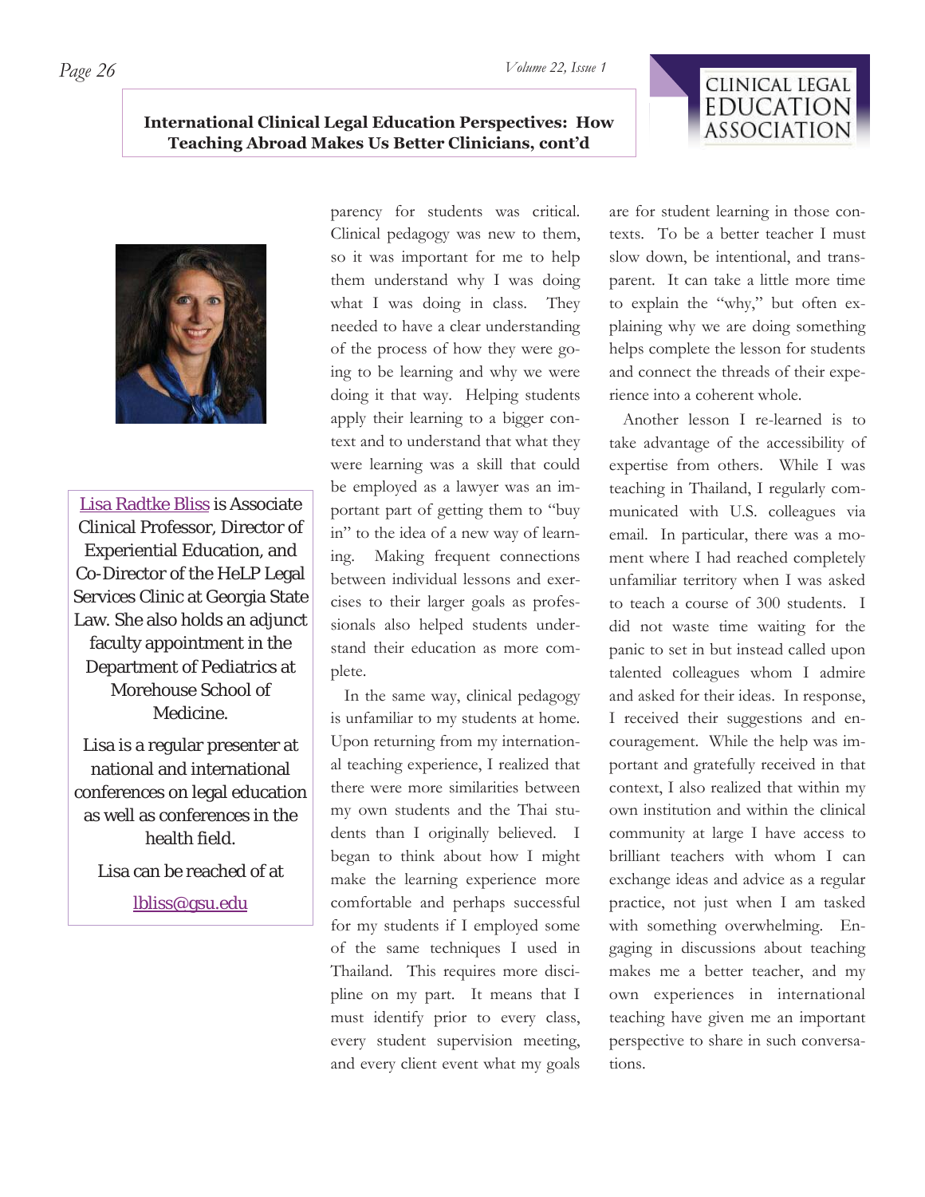## International Clinical Legal Education Perspectives: How Teaching Abroad Makes Us Better Clinicians, cont'd

parency for students was critical. Clinical pedagogy was new to them, so it was important for me to help them understand why I was doing what I was doing in class. They needed to have a clear understanding of the process of how they were going to be learning and why we were doing it that way. Helping students apply their learning to a bigger context and to understand that what they were learning was a skill that could be employed as a lawyer was an important part of getting them to "buy in" to the idea of a new way of learning. Making frequent connections between individual lessons and exercises to their larger goals as professionals also helped students understand their education as more complete.

In the same way, clinical pedagogy is unfamiliar to my students at home. Upon returning from my international teaching experience, I realized that there were more similarities between my own students and the Thai students than I originally believed. I began to think about how I might make the learning experience more comfortable and perhaps successful for my students if I employed some of the same techniques I used in Thailand. This requires more discipline on my part. It means that I must identify prior to every class, every student supervision meeting, and every client event what my goals are for student learning in those contexts. To be a better teacher I must slow down, be intentional, and transparent. It can take a little more time to explain the "why," but often explaining why we are doing something helps complete the lesson for students and connect the threads of their experience into a coherent whole.

Another lesson I re-learned is to take advantage of the accessibility of expertise from others. While I was teaching in Thailand, I regularly communicated with U.S. colleagues via email. In particular, there was a moment where I had reached completely unfamiliar territory when I was asked to teach a course of 300 students. I did not waste time waiting for the panic to set in but instead called upon talented colleagues whom I admire and asked for their ideas. In response, I received their suggestions and encouragement. While the help was important and gratefully received in that context, I also realized that within my own institution and within the clinical community at large I have access to brilliant teachers with whom I can exchange ideas and advice as a regular practice, not just when I am tasked with something overwhelming. Engaging in discussions about teaching makes me a better teacher, and my own experiences in international teaching have given me an important perspective to share in such conversations.

---

Lisa Radtke Bliss is Associate Clinical Professor, Director of Experiential Education, and Co-Director of the HeLP Legal Services Clinic at Georgia State Law. She also holds an adjunct faculty appointment in the Department of Pediatrics at Morehouse School of Medicine.

Lisa is a regular presenter at national and international conferences on legal education as well as conferences in the health field.

Lisa can be reached of at

lbliss@gsu.edu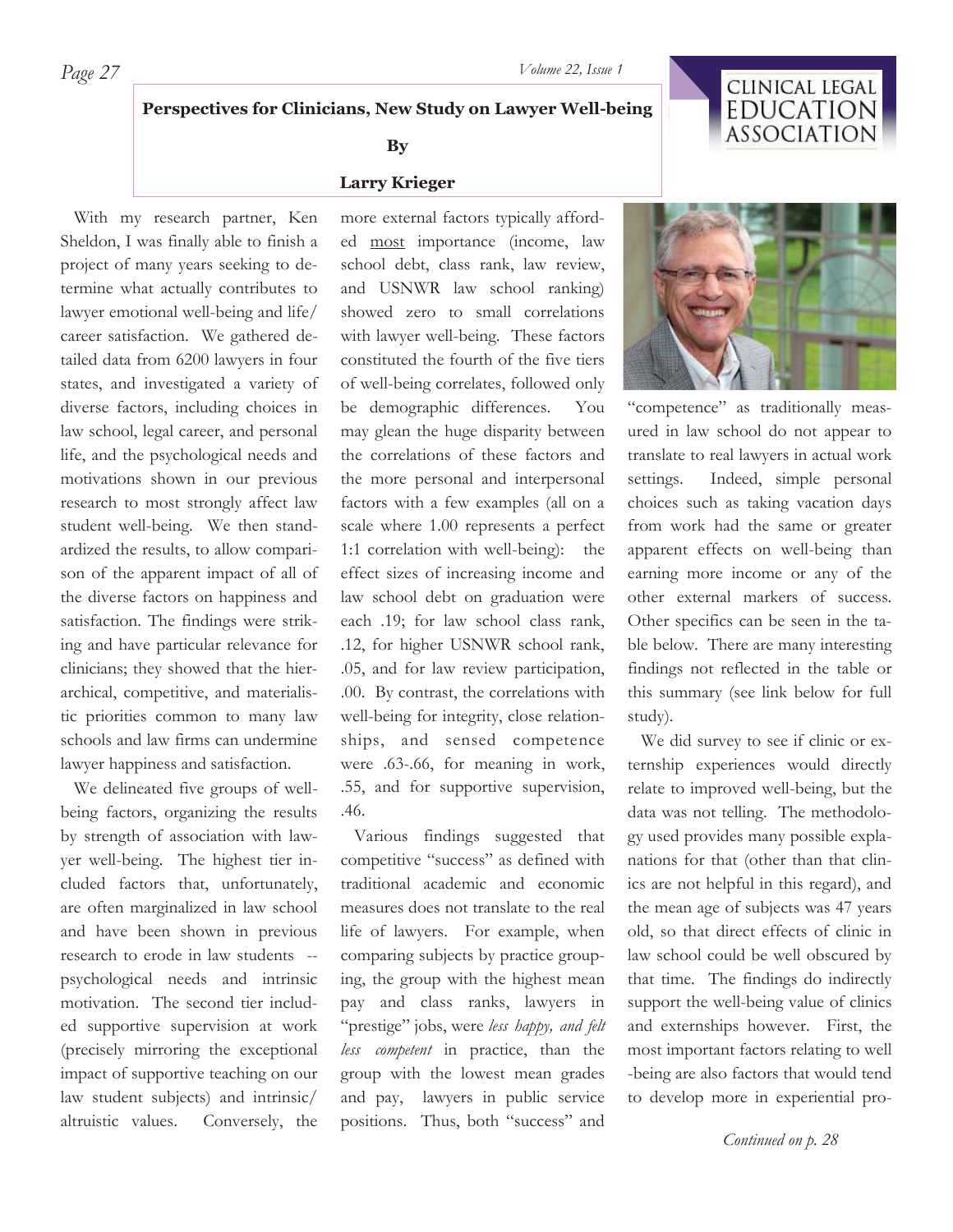## Perspectives for Clinicians, New Study on Lawyer Well-being

**By**

**Larry Krieger**

With my research partner, Ken Sheldon, I was finally able to finish a project of many years seeking to determine what actually contributes to lawyer emotional well-being and life/career satisfaction. We gathered detailed data from 6200 lawyers in four states, and investigated a variety of diverse factors, including choices in law school, legal career, and personal life, and the psychological needs and motivations shown in our previous research to most strongly affect law student well-being. We then standardized the results, to allow comparison of the apparent impact of all of the diverse factors on happiness and satisfaction. The findings were striking and have particular relevance for clinicians; they showed that the hierarchical, competitive, and materialistic priorities common to many law schools and law firms can undermine lawyer happiness and satisfaction.

We delineated five groups of well-being factors, organizing the results by strength of association with lawyer well-being. The highest tier included factors that, unfortunately, are often marginalized in law school and have been shown in previous research to erode in law students -- psychological needs and intrinsic motivation. The second tier included supportive supervision at work (precisely mirroring the exceptional impact of supportive teaching on our law student subjects) and intrinsic/altruistic values. Conversely, the more external factors typically afforded most importance (income, law school debt, class rank, law review, and USNWR law school ranking) showed zero to small correlations with lawyer well-being. These factors constituted the fourth of the five tiers of well-being correlates, followed only be demographic differences. You may glean the huge disparity between the correlations of these factors and the more personal and interpersonal factors with a few examples (all on a scale where 1.00 represents a perfect 1:1 correlation with well-being): the effect sizes of increasing income and law school debt on graduation were each .19; for law school class rank, .12, for higher USNWR school rank, .05, and for law review participation, .00. By contrast, the correlations with well-being for integrity, close relationships, and sensed competence were .63-.66, for meaning in work, .55, and for supportive supervision, .46.

Various findings suggested that competitive "success" as defined with traditional academic and economic measures does not translate to the real life of lawyers. For example, when comparing subjects by practice grouping, the group with the highest mean pay and class ranks, lawyers in "prestige" jobs, were *less happy, and felt less competent* in practice, than the group with the lowest mean grades and pay, lawyers in public service positions. Thus, both "success" and "competence" as traditionally measured in law school do not appear to translate to real lawyers in actual work settings. Indeed, simple personal choices such as taking vacation days from work had the same or greater apparent effects on well-being than earning more income or any of the other external markers of success. Other specifics can be seen in the table below. There are many interesting findings not reflected in the table or this summary (see link below for full study).

We did survey to see if clinic or externship experiences would directly relate to improved well-being, but the data was not telling. The methodology used provides many possible explanations for that (other than that clinics are not helpful in this regard), and the mean age of subjects was 47 years old, so that direct effects of clinic in law school could be well obscured by that time. The findings do indirectly support the well-being value of clinics and externships however. First, the most important factors relating to well-being are also factors that would tend to develop more in experiential pro-

*Continued on p. 28*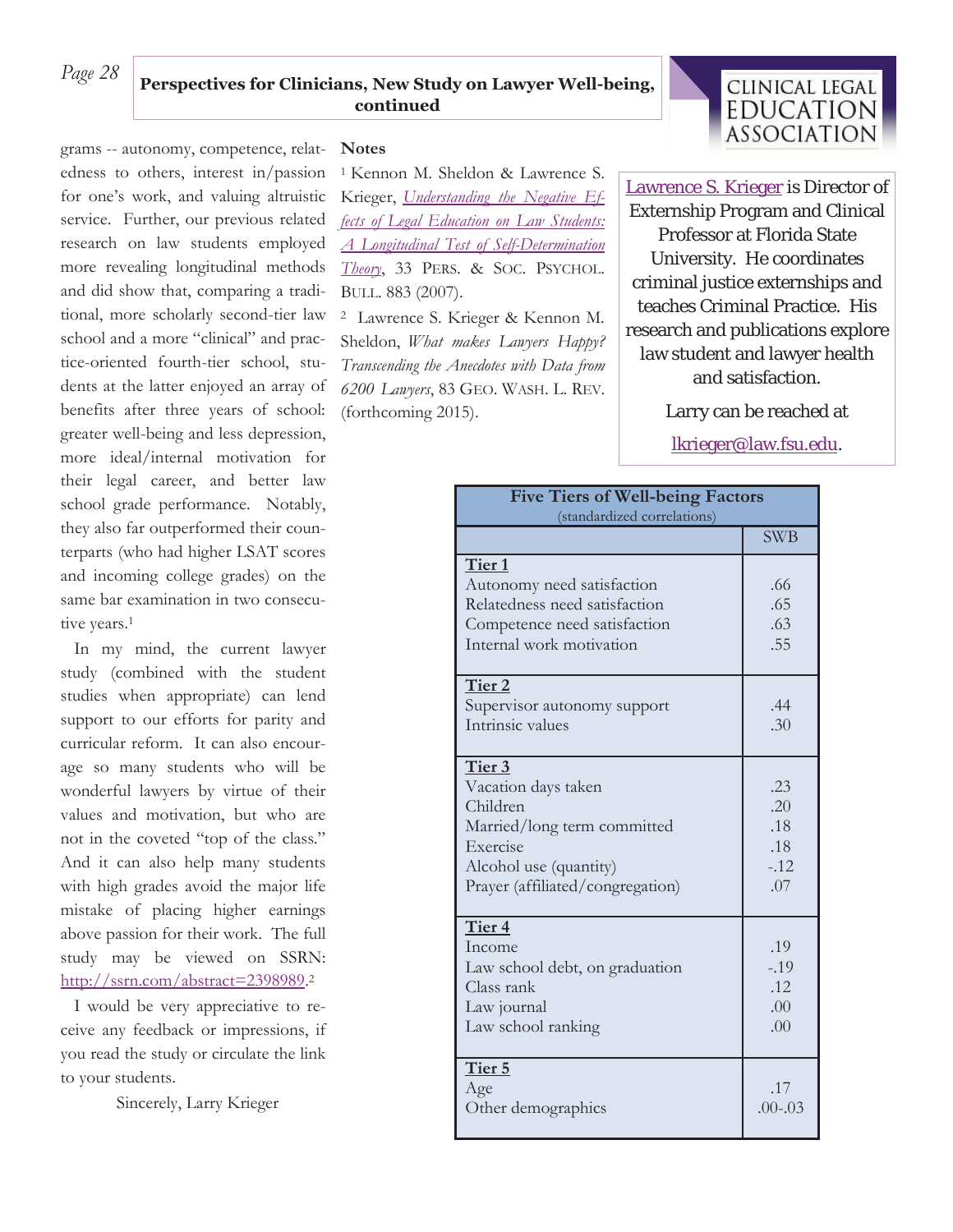## Perspectives for Clinicians, New Study on Lawyer Well-being, continued

grams -- autonomy, competence, relatedness to others, interest in/passion for one's work, and valuing altruistic service. Further, our previous related research on law students employed more revealing longitudinal methods and did show that, comparing a traditional, more scholarly second-tier law school and a more "clinical" and practice-oriented fourth-tier school, students at the latter enjoyed an array of benefits after three years of school: greater well-being and less depression, more ideal/internal motivation for their legal career, and better law school grade performance. Notably, they also far outperformed their counterparts (who had higher LSAT scores and incoming college grades) on the same bar examination in two consecutive years.[1]

In my mind, the current lawyer study (combined with the student studies when appropriate) can lend support to our efforts for parity and curricular reform. It can also encourage so many students who will be wonderful lawyers by virtue of their values and motivation, but who are not in the coveted "top of the class." And it can also help many students with high grades avoid the major life mistake of placing higher earnings above passion for their work. The full study may be viewed on SSRN: http://ssrn.com/abstract=2398989.[2]

I would be very appreciative to receive any feedback or impressions, if you read the study or circulate the link to your students.

Sincerely, Larry Krieger

**Notes**

[1] Kennon M. Sheldon & Lawrence S. Krieger, *Understanding the Negative Effects of Legal Education on Law Students: A Longitudinal Test of Self-Determination Theory*, 33 PERS. & SOC. PSYCHOL. BULL. 883 (2007).

[2] Lawrence S. Krieger & Kennon M. Sheldon, *What makes Lawyers Happy? Transcending the Anecdotes with Data from 6200 Lawyers*, 83 GEO. WASH. L. REV. (forthcoming 2015).

Lawrence S. Krieger is Director of Externship Program and Clinical Professor at Florida State University. He coordinates criminal justice externships and teaches Criminal Practice. His research and publications explore law student and lawyer health and satisfaction.

Larry can be reached at lkrieger@law.fsu.edu.

**Five Tiers of Well-being Factors**
(standardized correlations)

| | SWB |
|---|---|
| **Tier 1** | |
| Autonomy need satisfaction | .66 |
| Relatedness need satisfaction | .65 |
| Competence need satisfaction | .63 |
| Internal work motivation | .55 |
| **Tier 2** | |
| Supervisor autonomy support | .44 |
| Intrinsic values | .30 |
| **Tier 3** | |
| Vacation days taken | .23 |
| Children | .20 |
| Married/long term committed | .18 |
| Exercise | .18 |
| Alcohol use (quantity) | -.12 |
| Prayer (affiliated/congregation) | .07 |
| **Tier 4** | |
| Income | .19 |
| Law school debt, on graduation | -.19 |
| Class rank | .12 |
| Law journal | .00 |
| Law school ranking | .00 |
| **Tier 5** | |
| Age | .17 |
| Other demographics | .00-.03 |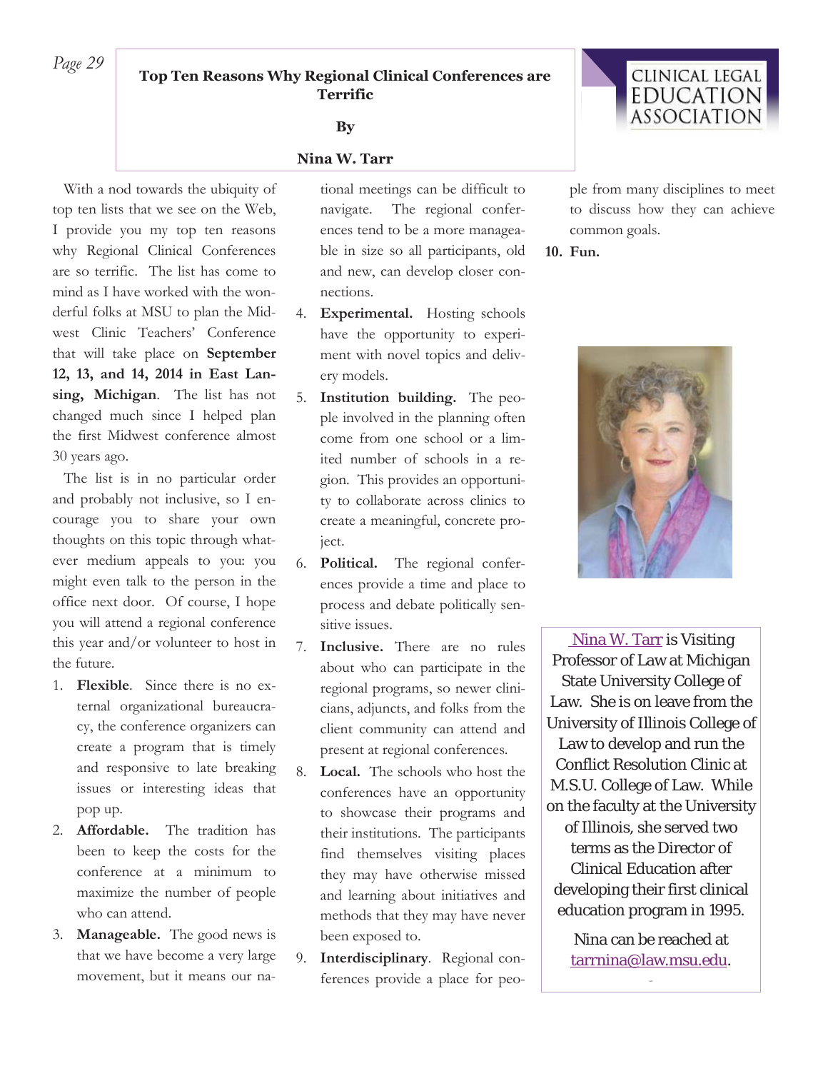## Top Ten Reasons Why Regional Clinical Conferences are Terrific

**By**

**Nina W. Tarr**

With a nod towards the ubiquity of top ten lists that we see on the Web, I provide you my top ten reasons why Regional Clinical Conferences are so terrific. The list has come to mind as I have worked with the wonderful folks at MSU to plan the Midwest Clinic Teachers' Conference that will take place on **September 12, 13, and 14, 2014 in East Lansing, Michigan**. The list has not changed much since I helped plan the first Midwest conference almost 30 years ago.

The list is in no particular order and probably not inclusive, so I encourage you to share your own thoughts on this topic through whatever medium appeals to you: you might even talk to the person in the office next door. Of course, I hope you will attend a regional conference this year and/or volunteer to host in the future.

1. **Flexible**. Since there is no external organizational bureaucracy, the conference organizers can create a program that is timely and responsive to late breaking issues or interesting ideas that pop up.
2. **Affordable.** The tradition has been to keep the costs for the conference at a minimum to maximize the number of people who can attend.
3. **Manageable.** The good news is that we have become a very large movement, but it means our national meetings can be difficult to navigate. The regional conferences tend to be a more manageable in size so all participants, old and new, can develop closer connections.
4. **Experimental.** Hosting schools have the opportunity to experiment with novel topics and delivery models.
5. **Institution building.** The people involved in the planning often come from one school or a limited number of schools in a region. This provides an opportunity to collaborate across clinics to create a meaningful, concrete project.
6. **Political.** The regional conferences provide a time and place to process and debate politically sensitive issues.
7. **Inclusive.** There are no rules about who can participate in the regional programs, so newer clinicians, adjuncts, and folks from the client community can attend and present at regional conferences.
8. **Local.** The schools who host the conferences have an opportunity to showcase their programs and their institutions. The participants find themselves visiting places they may have otherwise missed and learning about initiatives and methods that they may have never been exposed to.
9. **Interdisciplinary**. Regional conferences provide a place for people from many disciplines to meet to discuss how they can achieve common goals.
10. **Fun.**

Nina W. Tarr is Visiting Professor of Law at Michigan State University College of Law. She is on leave from the University of Illinois College of Law to develop and run the Conflict Resolution Clinic at M.S.U. College of Law. While on the faculty at the University of Illinois, she served two terms as the Director of Clinical Education after developing their first clinical education program in 1995.

Nina can be reached at tarrnina@law.msu.edu.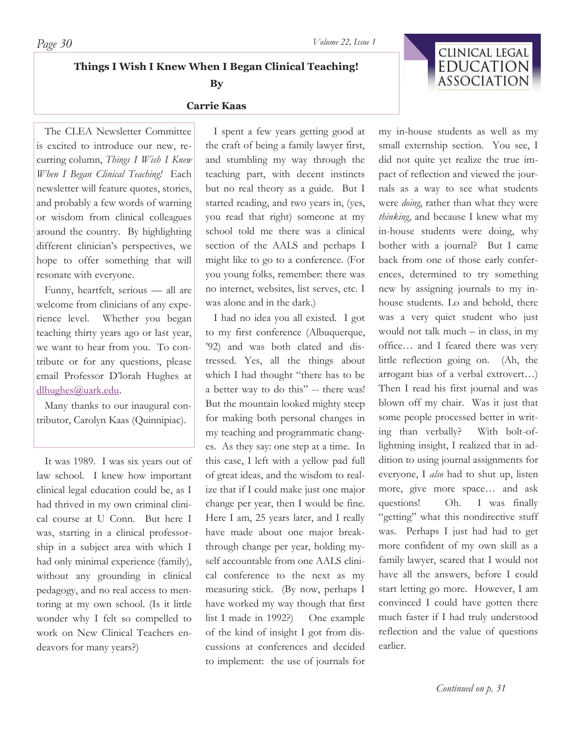## Things I Wish I Knew When I Began Clinical Teaching!

**By**

**Carrie Kaas**

The CLEA Newsletter Committee is excited to introduce our new, recurring column, *Things I Wish I Knew When I Began Clinical Teaching!* Each newsletter will feature quotes, stories, and probably a few words of warning or wisdom from clinical colleagues around the country. By highlighting different clinician's perspectives, we hope to offer something that will resonate with everyone.

Funny, heartfelt, serious — all are welcome from clinicians of any experience level. Whether you began teaching thirty years ago or last year, we want to hear from you. To contribute or for any questions, please email Professor D'lorah Hughes at dlhughes@uark.edu.

Many thanks to our inaugural contributor, Carolyn Kaas (Quinnipiac).

It was 1989. I was six years out of law school. I knew how important clinical legal education could be, as I had thrived in my own criminal clinical course at U Conn. But here I was, starting in a clinical professorship in a subject area with which I had only minimal experience (family), without any grounding in clinical pedagogy, and no real access to mentoring at my own school. (Is it little wonder why I felt so compelled to work on New Clinical Teachers endeavors for many years?)

I spent a few years getting good at the craft of being a family lawyer first, and stumbling my way through the teaching part, with decent instincts but no real theory as a guide. But I started reading, and two years in, (yes, you read that right) someone at my school told me there was a clinical section of the AALS and perhaps I might like to go to a conference. (For you young folks, remember: there was no internet, websites, list serves, etc. I was alone and in the dark.)

I had no idea you all existed. I got to my first conference (Albuquerque, '92) and was both elated and distressed. Yes, all the things about which I had thought "there has to be a better way to do this" -- there was! But the mountain looked mighty steep for making both personal changes in my teaching and programmatic changes. As they say: one step at a time. In this case, I left with a yellow pad full of great ideas, and the wisdom to realize that if I could make just one major change per year, then I would be fine. Here I am, 25 years later, and I really have made about one major breakthrough change per year, holding myself accountable from one AALS clinical conference to the next as my measuring stick. (By now, perhaps I have worked my way though that first list I made in 1992?) One example of the kind of insight I got from discussions at conferences and decided to implement: the use of journals for my in-house students as well as my small externship section. You see, I did not quite yet realize the true impact of reflection and viewed the journals as a way to see what students were *doing*, rather than what they were *thinking*, and because I knew what my in-house students were doing, why bother with a journal? But I came back from one of those early conferences, determined to try something new by assigning journals to my in-house students. Lo and behold, there was a very quiet student who just would not talk much – in class, in my office… and I feared there was very little reflection going on. (Ah, the arrogant bias of a verbal extrovert…) Then I read his first journal and was blown off my chair. Was it just that some people processed better in writing than verbally? With bolt-of-lightning insight, I realized that in addition to using journal assignments for everyone, I *also* had to shut up, listen more, give more space… and ask questions! Oh. I was finally "getting" what this nondirective stuff was. Perhaps I just had had to get more confident of my own skill as a family lawyer, scared that I would not have all the answers, before I could start letting go more. However, I am convinced I could have gotten there much faster if I had truly understood reflection and the value of questions earlier.

*Continued on p. 31*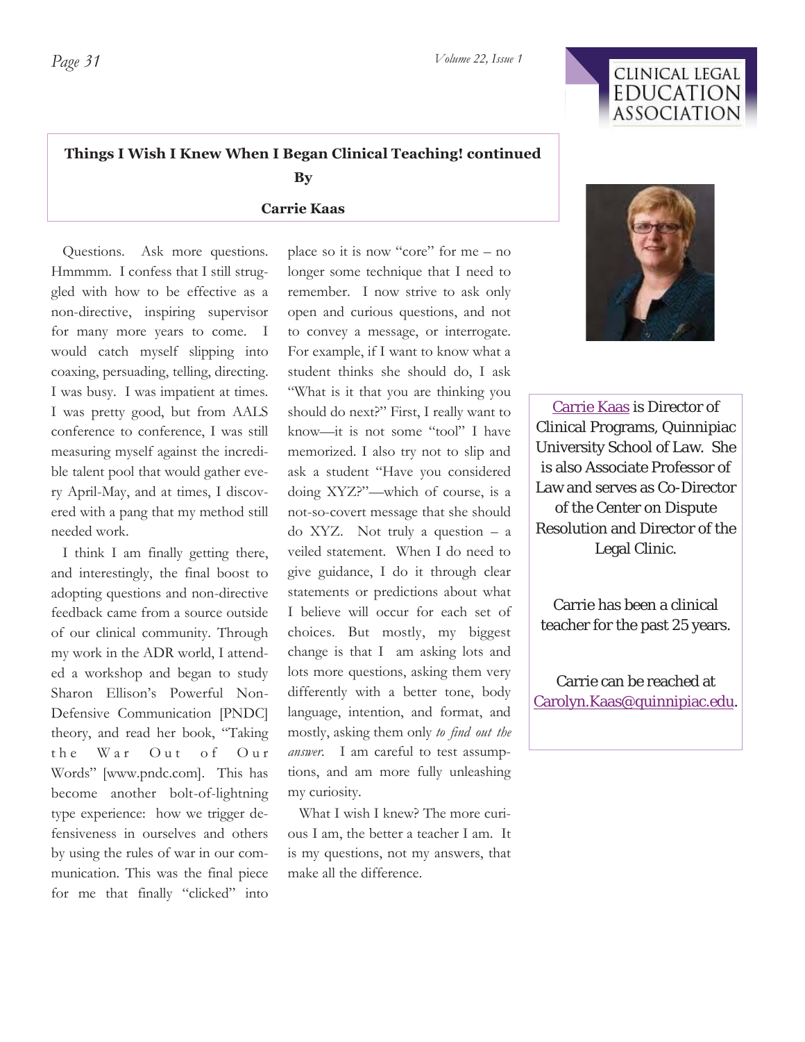## Things I Wish I Knew When I Began Clinical Teaching! continued

**By**

**Carrie Kaas**

Questions. Ask more questions. Hmmmm. I confess that I still struggled with how to be effective as a non-directive, inspiring supervisor for many more years to come. I would catch myself slipping into coaxing, persuading, telling, directing. I was busy. I was impatient at times. I was pretty good, but from AALS conference to conference, I was still measuring myself against the incredible talent pool that would gather every April-May, and at times, I discovered with a pang that my method still needed work.

I think I am finally getting there, and interestingly, the final boost to adopting questions and non-directive feedback came from a source outside of our clinical community. Through my work in the ADR world, I attended a workshop and began to study Sharon Ellison's Powerful Non-Defensive Communication [PNDC] theory, and read her book, "Taking the War Out of Our Words" [www.pndc.com]. This has become another bolt-of-lightning type experience: how we trigger defensiveness in ourselves and others by using the rules of war in our communication. This was the final piece for me that finally "clicked" into place so it is now "core" for me – no longer some technique that I need to remember. I now strive to ask only open and curious questions, and not to convey a message, or interrogate. For example, if I want to know what a student thinks she should do, I ask "What is it that you are thinking you should do next?" First, I really want to know—it is not some "tool" I have memorized. I also try not to slip and ask a student "Have you considered doing XYZ?"—which of course, is a not-so-covert message that she should do XYZ. Not truly a question – a veiled statement. When I do need to give guidance, I do it through clear statements or predictions about what I believe will occur for each set of choices. But mostly, my biggest change is that I am asking lots and lots more questions, asking them very differently with a better tone, body language, intention, and format, and mostly, asking them only *to find out the answer*. I am careful to test assumptions, and am more fully unleashing my curiosity.

What I wish I knew? The more curious I am, the better a teacher I am. It is my questions, not my answers, that make all the difference.

Carrie Kaas is Director of Clinical Programs, Quinnipiac University School of Law. She is also Associate Professor of Law and serves as Co-Director of the Center on Dispute Resolution and Director of the Legal Clinic.

Carrie has been a clinical teacher for the past 25 years.

Carrie can be reached at Carolyn.Kaas@quinnipiac.edu.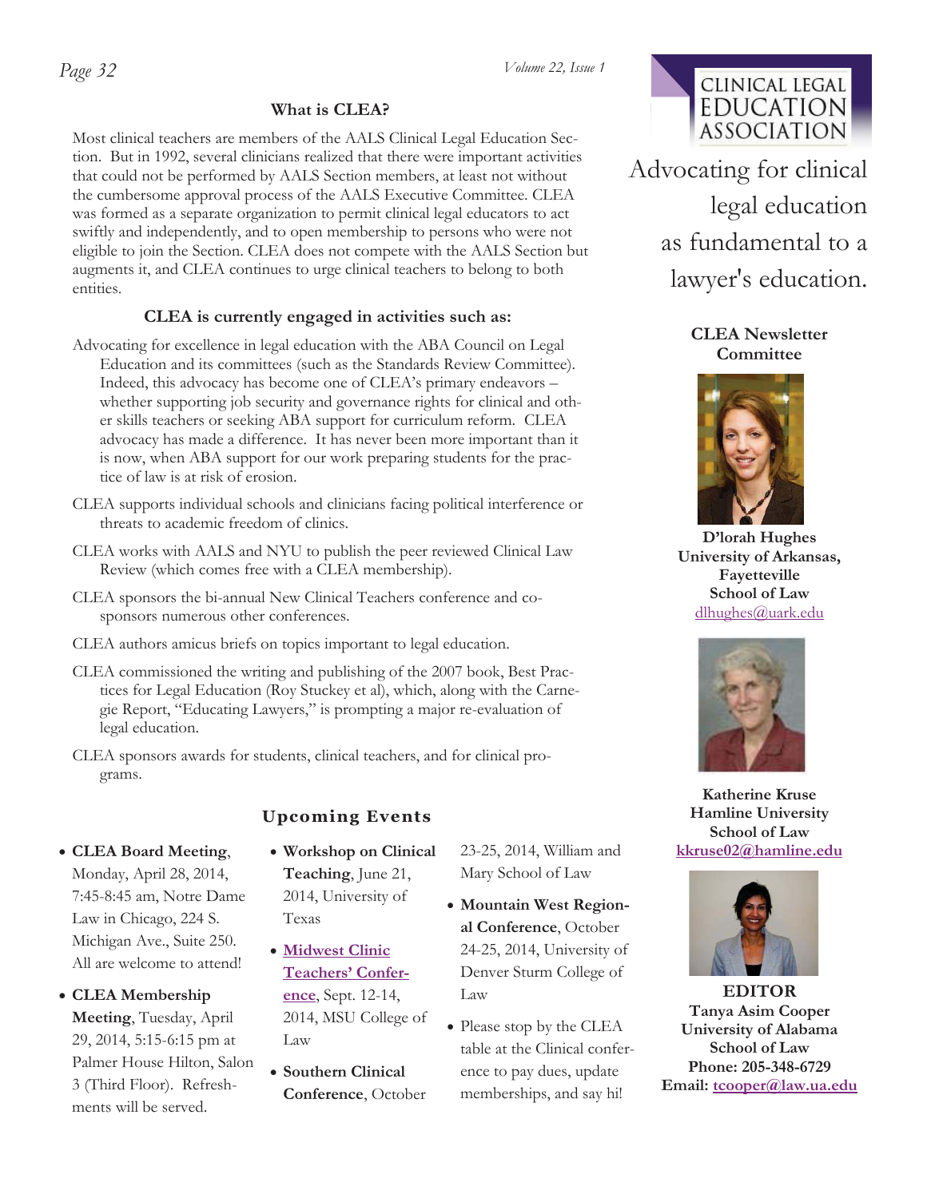## What is CLEA?

Most clinical teachers are members of the AALS Clinical Legal Education Section. But in 1992, several clinicians realized that there were important activities that could not be performed by AALS Section members, at least not without the cumbersome approval process of the AALS Executive Committee. CLEA was formed as a separate organization to permit clinical legal educators to act swiftly and independently, and to open membership to persons who were not eligible to join the Section. CLEA does not compete with the AALS Section but augments it, and CLEA continues to urge clinical teachers to belong to both entities.

### CLEA is currently engaged in activities such as:

Advocating for excellence in legal education with the ABA Council on Legal Education and its committees (such as the Standards Review Committee). Indeed, this advocacy has become one of CLEA's primary endeavors – whether supporting job security and governance rights for clinical and other skills teachers or seeking ABA support for curriculum reform. CLEA advocacy has made a difference. It has never been more important than it is now, when ABA support for our work preparing students for the practice of law is at risk of erosion.

CLEA supports individual schools and clinicians facing political interference or threats to academic freedom of clinics.

CLEA works with AALS and NYU to publish the peer reviewed Clinical Law Review (which comes free with a CLEA membership).

CLEA sponsors the bi-annual New Clinical Teachers conference and co-sponsors numerous other conferences.

CLEA authors amicus briefs on topics important to legal education.

CLEA commissioned the writing and publishing of the 2007 book, Best Practices for Legal Education (Roy Stuckey et al), which, along with the Carnegie Report, "Educating Lawyers," is prompting a major re-evaluation of legal education.

CLEA sponsors awards for students, clinical teachers, and for clinical programs.

## Upcoming Events

- **CLEA Board Meeting**, Monday, April 28, 2014, 7:45-8:45 am, Notre Dame Law in Chicago, 224 S. Michigan Ave., Suite 250. All are welcome to attend!
- **CLEA Membership Meeting**, Tuesday, April 29, 2014, 5:15-6:15 pm at Palmer House Hilton, Salon 3 (Third Floor). Refreshments will be served.
- **Workshop on Clinical Teaching**, June 21, 2014, University of Texas
- **Midwest Clinic Teachers' Conference**, Sept. 12-14, 2014, MSU College of Law
- **Southern Clinical Conference**, October 23-25, 2014, William and Mary School of Law
- **Mountain West Regional Conference**, October 24-25, 2014, University of Denver Sturm College of Law
- Please stop by the CLEA table at the Clinical conference to pay dues, update memberships, and say hi!

CLINICAL LEGAL EDUCATION ASSOCIATION

Advocating for clinical legal education as fundamental to a lawyer's education.

**CLEA Newsletter Committee**

**D'lorah Hughes**
**University of Arkansas, Fayetteville School of Law**
dlhughes@uark.edu

**Katherine Kruse**
**Hamline University School of Law**
**kkruse02@hamline.edu**

**EDITOR**
**Tanya Asim Cooper**
**University of Alabama School of Law**
**Phone: 205-348-6729**
**Email: tcooper@law.ua.edu**